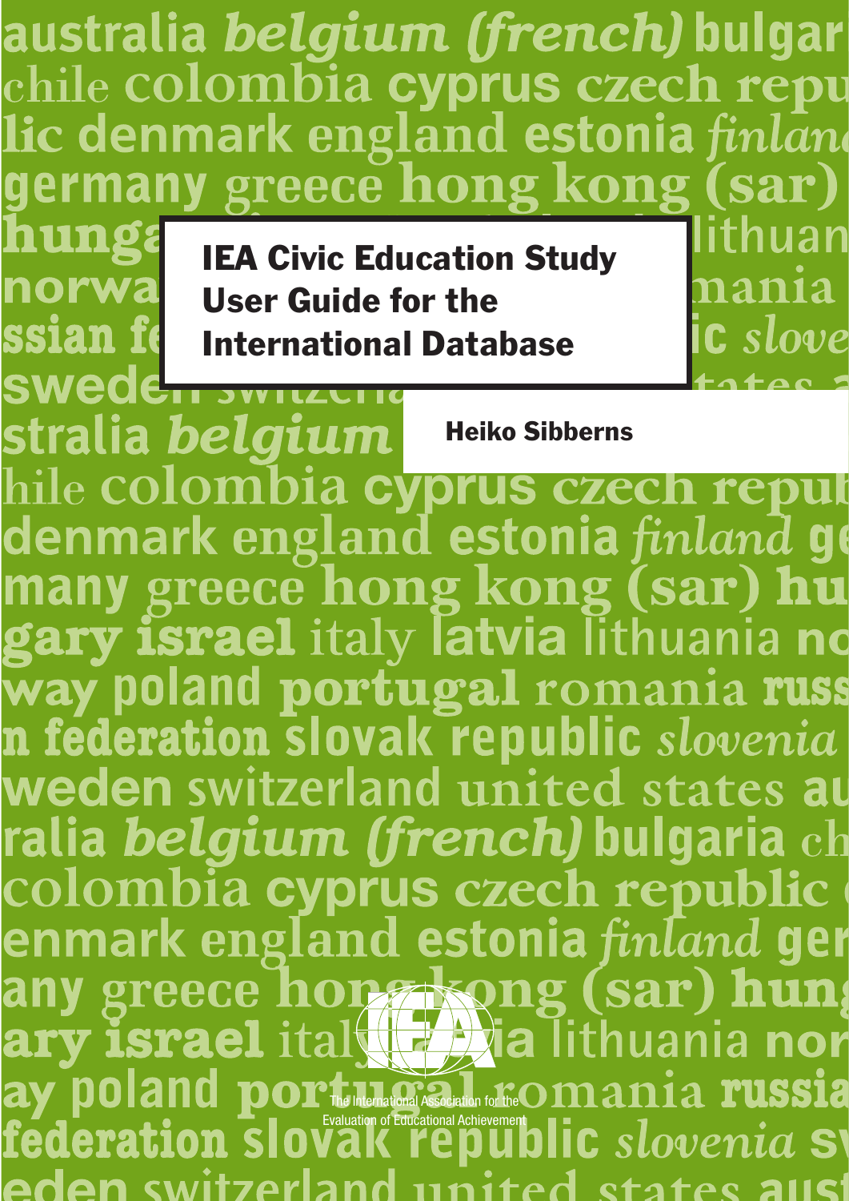# IEA Civic Education Study User Guide for the International Database

**Heiko Sibberns**

The International Association for the Evaluation of Educational Achievement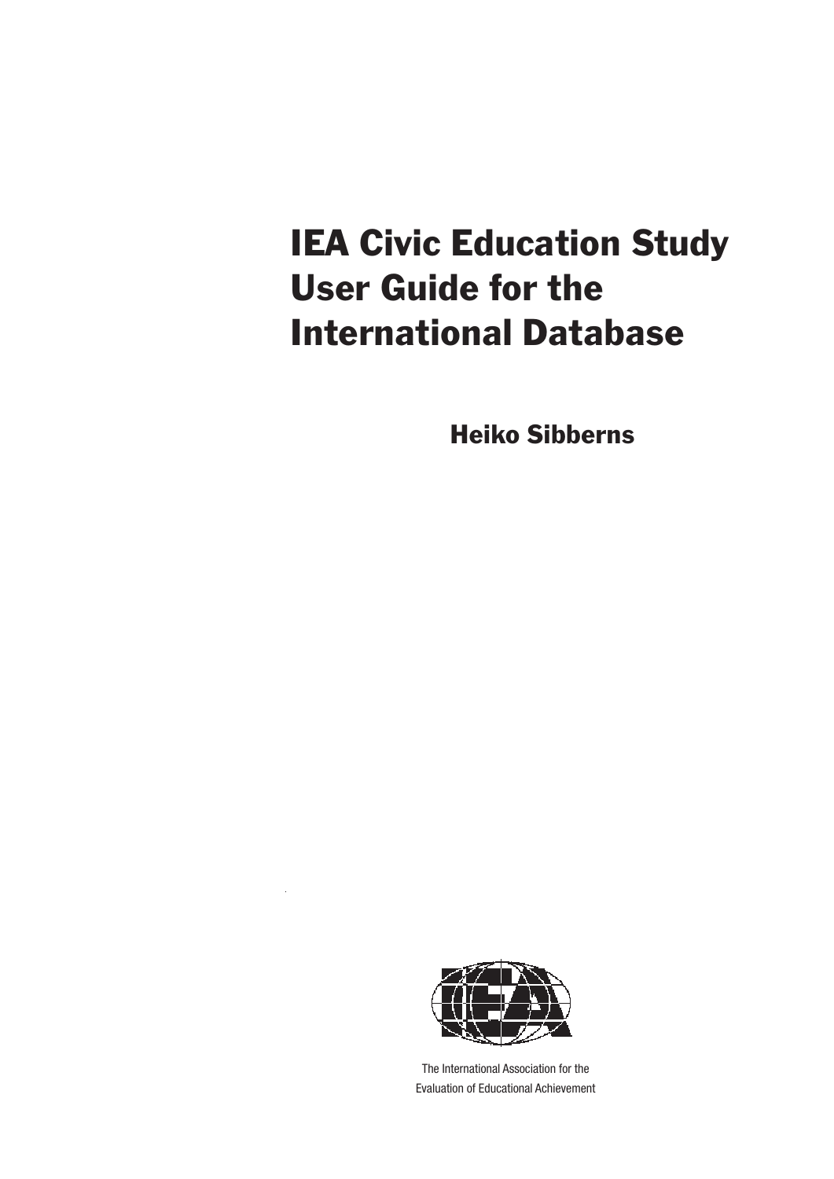# IEA Civic Education Study User Guide for the International Database

**Heiko Sibberns**

The International Association for the Evaluation of Educational Achievement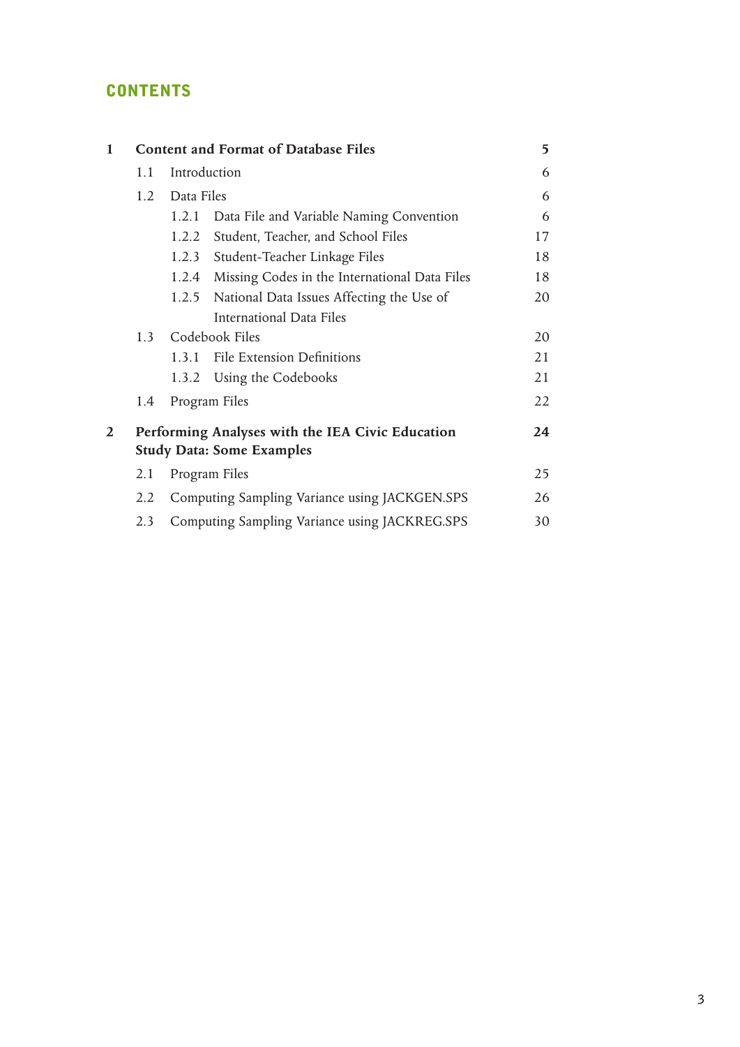# CONTENTS

| | | | |
|---|---|---|---|
| **1** | **Content and Format of Database Files** | | **5** |
| | 1.1 | Introduction | 6 |
| | 1.2 | Data Files | 6 |
| | | 1.2.1 Data File and Variable Naming Convention | 6 |
| | | 1.2.2 Student, Teacher, and School Files | 17 |
| | | 1.2.3 Student-Teacher Linkage Files | 18 |
| | | 1.2.4 Missing Codes in the International Data Files | 18 |
| | | 1.2.5 National Data Issues Affecting the Use of International Data Files | 20 |
| | 1.3 | Codebook Files | 20 |
| | | 1.3.1 File Extension Definitions | 21 |
| | | 1.3.2 Using the Codebooks | 21 |
| | 1.4 | Program Files | 22 |
| **2** | **Performing Analyses with the IEA Civic Education Study Data: Some Examples** | | **24** |
| | 2.1 | Program Files | 25 |
| | 2.2 | Computing Sampling Variance using JACKGEN.SPS | 26 |
| | 2.3 | Computing Sampling Variance using JACKREG.SPS | 30 |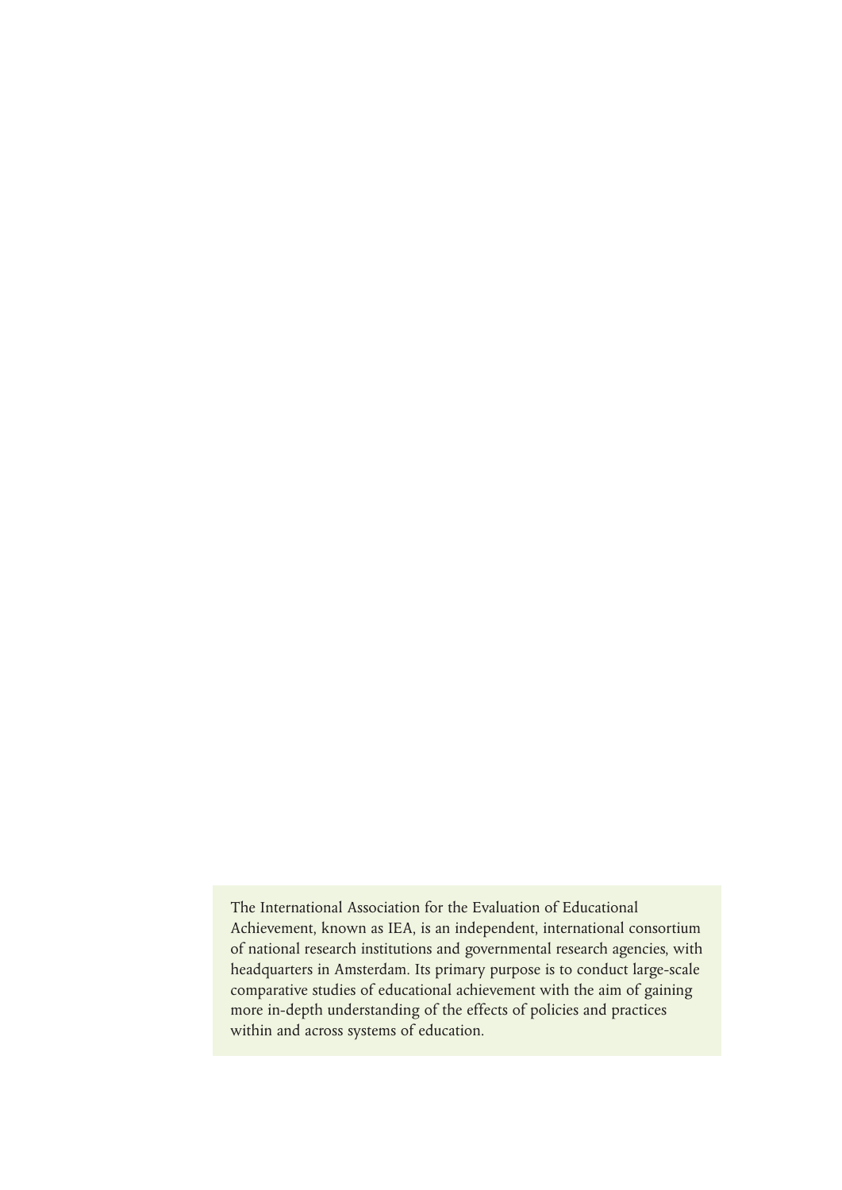The International Association for the Evaluation of Educational Achievement, known as IEA, is an independent, international consortium of national research institutions and governmental research agencies, with headquarters in Amsterdam. Its primary purpose is to conduct large-scale comparative studies of educational achievement with the aim of gaining more in-depth understanding of the effects of policies and practices within and across systems of education.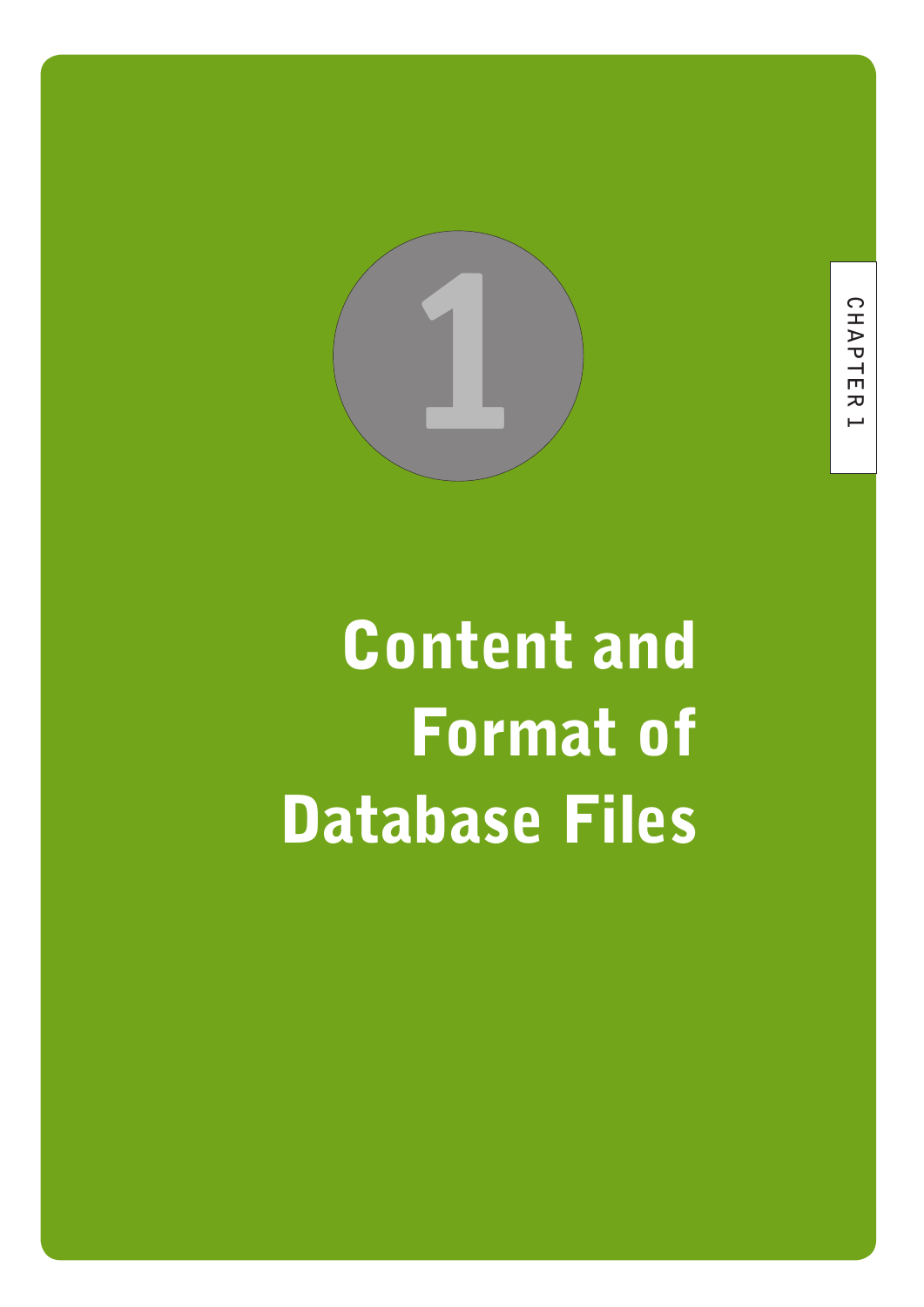# 1

# Content and Format of Database Files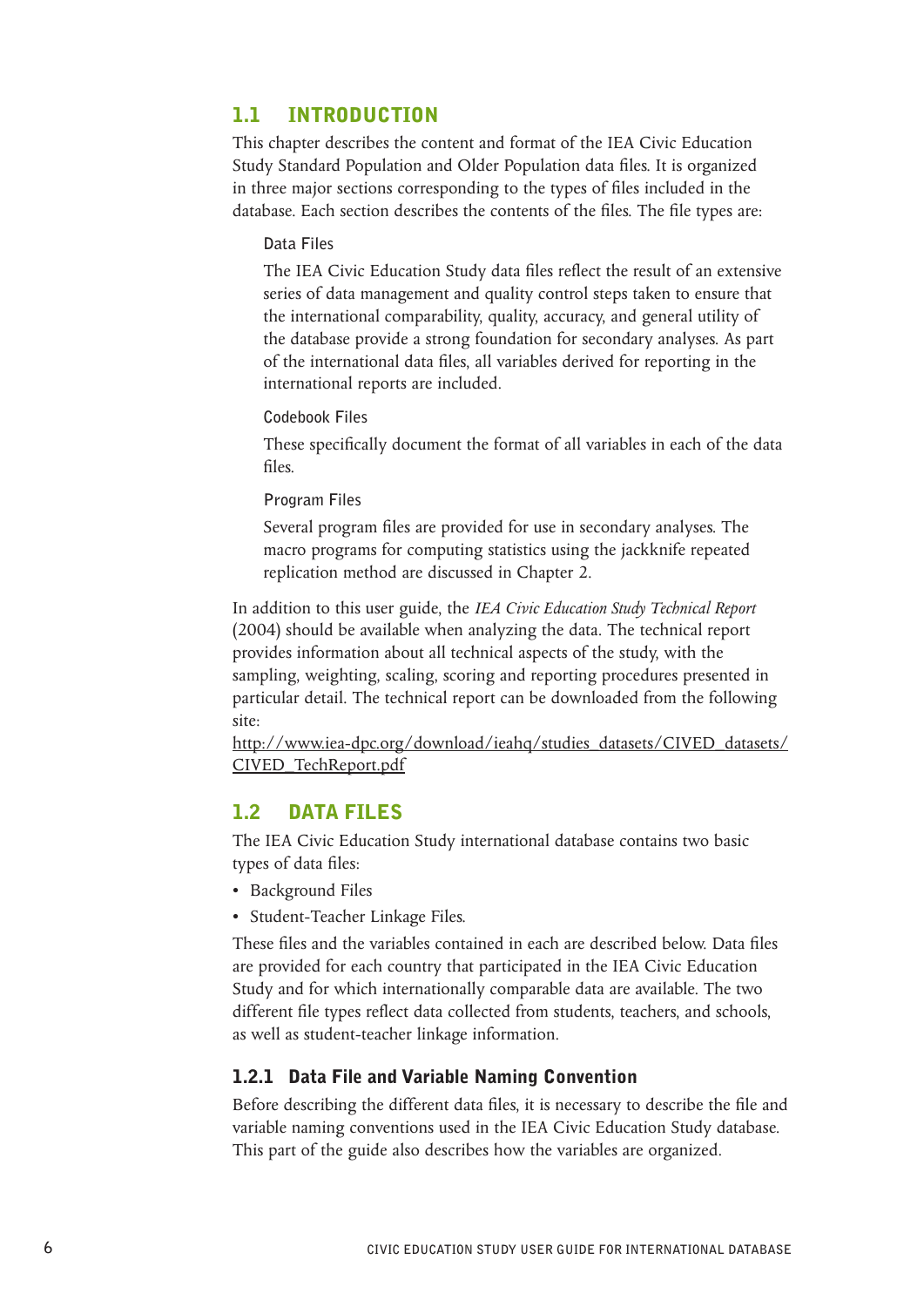## 1.1 INTRODUCTION

This chapter describes the content and format of the IEA Civic Education Study Standard Population and Older Population data files. It is organized in three major sections corresponding to the types of files included in the database. Each section describes the contents of the files. The file types are:

**Data Files**

The IEA Civic Education Study data files reflect the result of an extensive series of data management and quality control steps taken to ensure that the international comparability, quality, accuracy, and general utility of the database provide a strong foundation for secondary analyses. As part of the international data files, all variables derived for reporting in the international reports are included.

**Codebook Files**

These specifically document the format of all variables in each of the data files.

**Program Files**

Several program files are provided for use in secondary analyses. The macro programs for computing statistics using the jackknife repeated replication method are discussed in Chapter 2.

In addition to this user guide, the *IEA Civic Education Study Technical Report* (2004) should be available when analyzing the data. The technical report provides information about all technical aspects of the study, with the sampling, weighting, scaling, scoring and reporting procedures presented in particular detail. The technical report can be downloaded from the following site:
http://www.iea-dpc.org/download/ieahq/studies_datasets/CIVED_datasets/CIVED_TechReport.pdf

## 1.2 DATA FILES

The IEA Civic Education Study international database contains two basic types of data files:

- Background Files
- Student-Teacher Linkage Files.

These files and the variables contained in each are described below. Data files are provided for each country that participated in the IEA Civic Education Study and for which internationally comparable data are available. The two different file types reflect data collected from students, teachers, and schools, as well as student-teacher linkage information.

### 1.2.1 Data File and Variable Naming Convention

Before describing the different data files, it is necessary to describe the file and variable naming conventions used in the IEA Civic Education Study database. This part of the guide also describes how the variables are organized.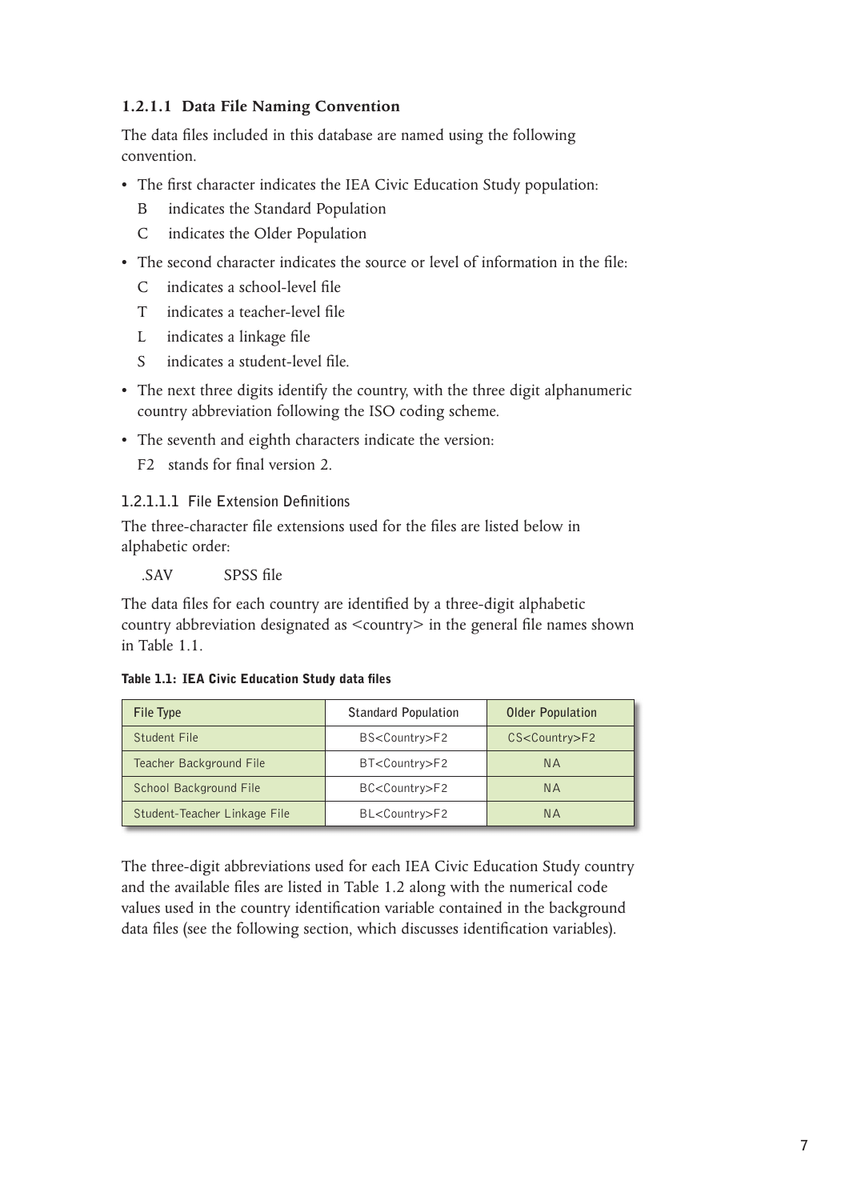### 1.2.1.1 Data File Naming Convention

The data files included in this database are named using the following convention.

- The first character indicates the IEA Civic Education Study population:

  B indicates the Standard Population

  C indicates the Older Population

- The second character indicates the source or level of information in the file:

  C indicates a school-level file

  T indicates a teacher-level file

  L indicates a linkage file

  S indicates a student-level file.

- The next three digits identify the country, with the three digit alphanumeric country abbreviation following the ISO coding scheme.
- The seventh and eighth characters indicate the version:

  F2 stands for final version 2.

#### 1.2.1.1.1 File Extension Definitions

The three-character file extensions used for the files are listed below in alphabetic order:

.SAV SPSS file

The data files for each country are identified by a three-digit alphabetic country abbreviation designated as <country> in the general file names shown in Table 1.1.

**Table 1.1: IEA Civic Education Study data files**

| File Type | Standard Population | Older Population |
|---|---|---|
| Student File | BS<Country>F2 | CS<Country>F2 |
| Teacher Background File | BT<Country>F2 | NA |
| School Background File | BC<Country>F2 | NA |
| Student-Teacher Linkage File | BL<Country>F2 | NA |

The three-digit abbreviations used for each IEA Civic Education Study country and the available files are listed in Table 1.2 along with the numerical code values used in the country identification variable contained in the background data files (see the following section, which discusses identification variables).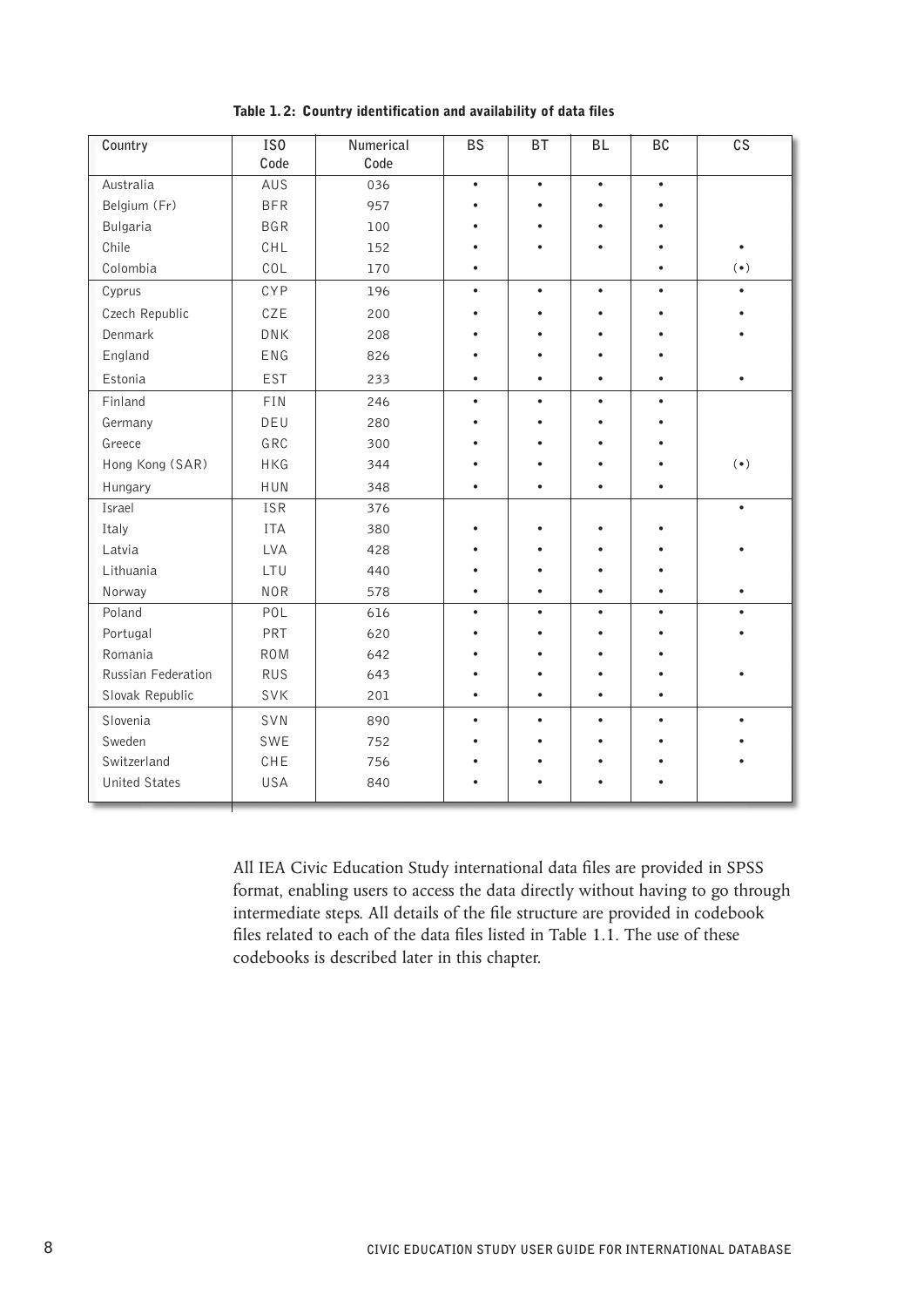**Table 1.2: Country identification and availability of data files**

| Country | ISO Code | Numerical Code | BS | BT | BL | BC | CS |
|---|---|---|---|---|---|---|---|
| Australia | AUS | 036 | • | • | • | • | |
| Belgium (Fr) | BFR | 957 | • | • | • | • | |
| Bulgaria | BGR | 100 | • | • | • | • | |
| Chile | CHL | 152 | • | • | • | • | • |
| Colombia | COL | 170 | • | | | • | (•) |
| Cyprus | CYP | 196 | • | • | • | • | • |
| Czech Republic | CZE | 200 | • | • | • | • | • |
| Denmark | DNK | 208 | • | • | • | • | • |
| England | ENG | 826 | • | • | • | • | |
| Estonia | EST | 233 | • | • | • | • | • |
| Finland | FIN | 246 | • | • | • | • | |
| Germany | DEU | 280 | • | • | • | • | |
| Greece | GRC | 300 | • | • | • | • | |
| Hong Kong (SAR) | HKG | 344 | • | • | • | • | (•) |
| Hungary | HUN | 348 | • | • | • | • | |
| Israel | ISR | 376 | | | | | • |
| Italy | ITA | 380 | • | • | • | • | |
| Latvia | LVA | 428 | • | • | • | • | • |
| Lithuania | LTU | 440 | • | • | • | • | |
| Norway | NOR | 578 | • | • | • | • | • |
| Poland | POL | 616 | • | • | • | • | • |
| Portugal | PRT | 620 | • | • | • | • | • |
| Romania | ROM | 642 | • | • | • | • | |
| Russian Federation | RUS | 643 | • | • | • | • | • |
| Slovak Republic | SVK | 201 | • | • | • | • | |
| Slovenia | SVN | 890 | • | • | • | • | • |
| Sweden | SWE | 752 | • | • | • | • | • |
| Switzerland | CHE | 756 | • | • | • | • | • |
| United States | USA | 840 | • | • | • | • | |

All IEA Civic Education Study international data files are provided in SPSS format, enabling users to access the data directly without having to go through intermediate steps. All details of the file structure are provided in codebook files related to each of the data files listed in Table 1.1. The use of these codebooks is described later in this chapter.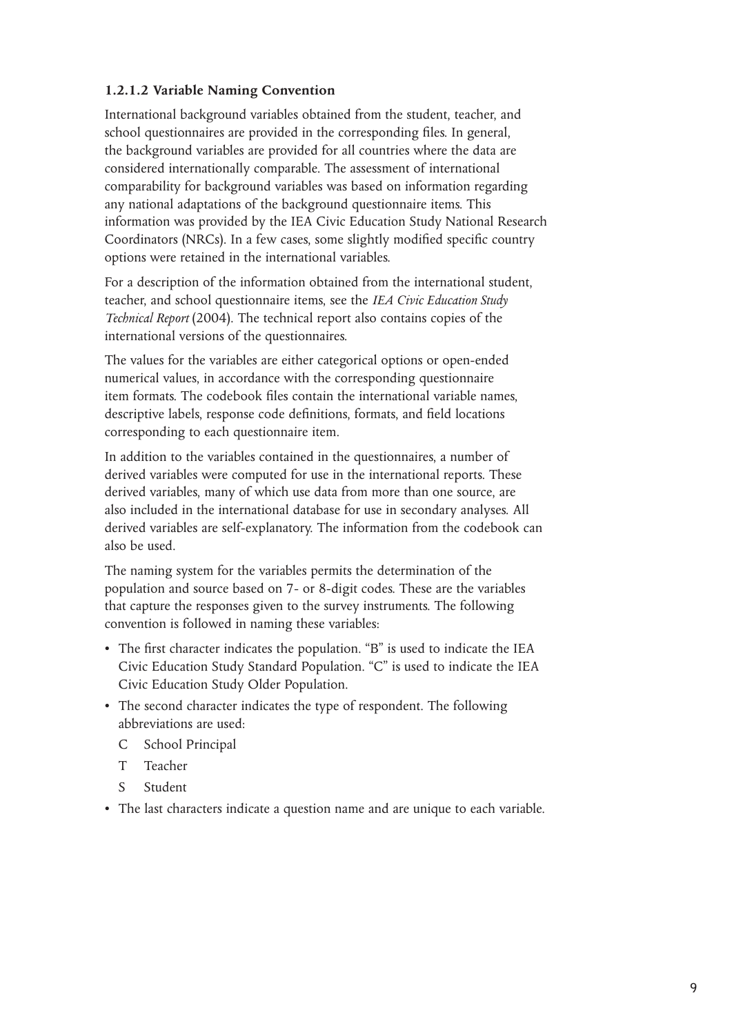#### 1.2.1.2 Variable Naming Convention

International background variables obtained from the student, teacher, and school questionnaires are provided in the corresponding files. In general, the background variables are provided for all countries where the data are considered internationally comparable. The assessment of international comparability for background variables was based on information regarding any national adaptations of the background questionnaire items. This information was provided by the IEA Civic Education Study National Research Coordinators (NRCs). In a few cases, some slightly modified specific country options were retained in the international variables.

For a description of the information obtained from the international student, teacher, and school questionnaire items, see the *IEA Civic Education Study Technical Report* (2004). The technical report also contains copies of the international versions of the questionnaires.

The values for the variables are either categorical options or open-ended numerical values, in accordance with the corresponding questionnaire item formats. The codebook files contain the international variable names, descriptive labels, response code definitions, formats, and field locations corresponding to each questionnaire item.

In addition to the variables contained in the questionnaires, a number of derived variables were computed for use in the international reports. These derived variables, many of which use data from more than one source, are also included in the international database for use in secondary analyses. All derived variables are self-explanatory. The information from the codebook can also be used.

The naming system for the variables permits the determination of the population and source based on 7- or 8-digit codes. These are the variables that capture the responses given to the survey instruments. The following convention is followed in naming these variables:

- The first character indicates the population. "B" is used to indicate the IEA Civic Education Study Standard Population. "C" is used to indicate the IEA Civic Education Study Older Population.
- The second character indicates the type of respondent. The following abbreviations are used:
  - C School Principal
  - T Teacher
  - S Student
- The last characters indicate a question name and are unique to each variable.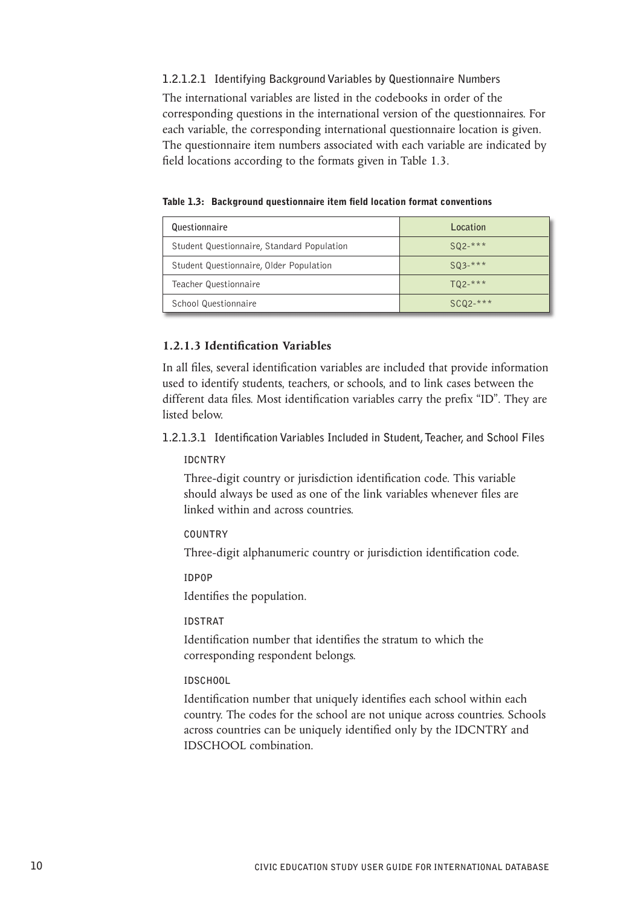#### 1.2.1.2.1 Identifying Background Variables by Questionnaire Numbers

The international variables are listed in the codebooks in order of the corresponding questions in the international version of the questionnaires. For each variable, the corresponding international questionnaire location is given. The questionnaire item numbers associated with each variable are indicated by field locations according to the formats given in Table 1.3.

**Table 1.3: Background questionnaire item field location format conventions**

| Questionnaire | Location |
|---|---|
| Student Questionnaire, Standard Population | SQ2-*** |
| Student Questionnaire, Older Population | SQ3-*** |
| Teacher Questionnaire | TQ2-*** |
| School Questionnaire | SCQ2-*** |

### 1.2.1.3 Identification Variables

In all files, several identification variables are included that provide information used to identify students, teachers, or schools, and to link cases between the different data files. Most identification variables carry the prefix "ID". They are listed below.

#### 1.2.1.3.1 Identification Variables Included in Student, Teacher, and School Files

IDCNTRY

Three-digit country or jurisdiction identification code. This variable should always be used as one of the link variables whenever files are linked within and across countries.

COUNTRY

Three-digit alphanumeric country or jurisdiction identification code.

IDPOP

Identifies the population.

IDSTRAT

Identification number that identifies the stratum to which the corresponding respondent belongs.

IDSCHOOL

Identification number that uniquely identifies each school within each country. The codes for the school are not unique across countries. Schools across countries can be uniquely identified only by the IDCNTRY and IDSCHOOL combination.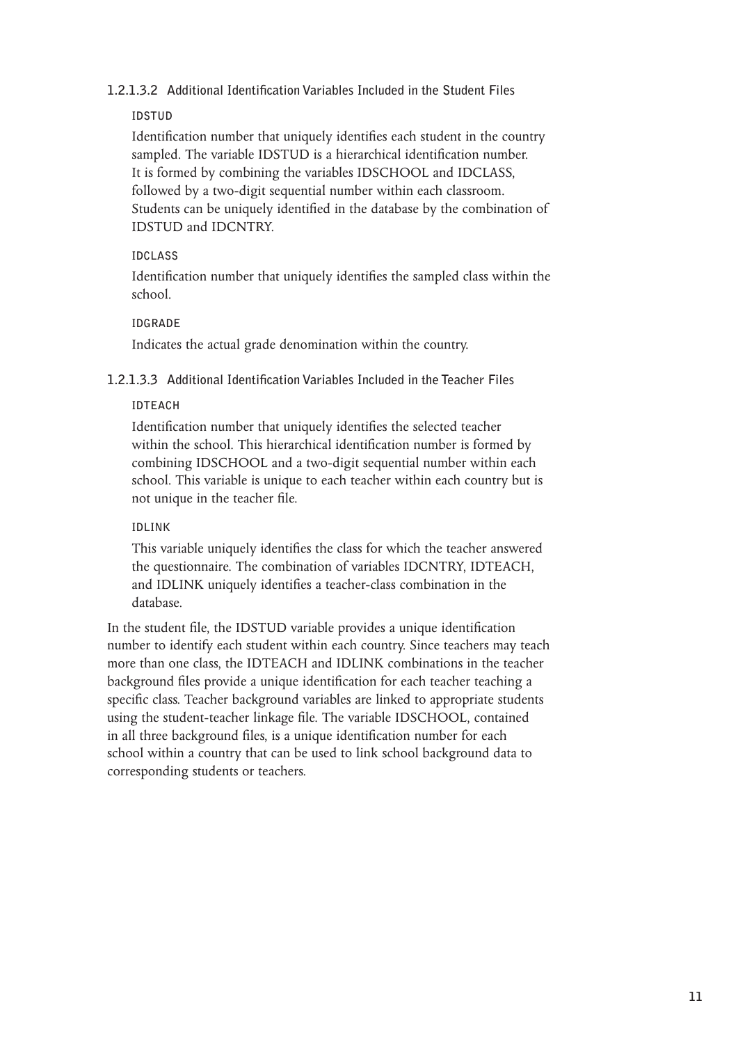#### 1.2.1.3.2 Additional Identification Variables Included in the Student Files

**IDSTUD**

Identification number that uniquely identifies each student in the country sampled. The variable IDSTUD is a hierarchical identification number. It is formed by combining the variables IDSCHOOL and IDCLASS, followed by a two-digit sequential number within each classroom. Students can be uniquely identified in the database by the combination of IDSTUD and IDCNTRY.

**IDCLASS**

Identification number that uniquely identifies the sampled class within the school.

**IDGRADE**

Indicates the actual grade denomination within the country.

#### 1.2.1.3.3 Additional Identification Variables Included in the Teacher Files

**IDTEACH**

Identification number that uniquely identifies the selected teacher within the school. This hierarchical identification number is formed by combining IDSCHOOL and a two-digit sequential number within each school. This variable is unique to each teacher within each country but is not unique in the teacher file.

**IDLINK**

This variable uniquely identifies the class for which the teacher answered the questionnaire. The combination of variables IDCNTRY, IDTEACH, and IDLINK uniquely identifies a teacher-class combination in the database.

In the student file, the IDSTUD variable provides a unique identification number to identify each student within each country. Since teachers may teach more than one class, the IDTEACH and IDLINK combinations in the teacher background files provide a unique identification for each teacher teaching a specific class. Teacher background variables are linked to appropriate students using the student-teacher linkage file. The variable IDSCHOOL, contained in all three background files, is a unique identification number for each school within a country that can be used to link school background data to corresponding students or teachers.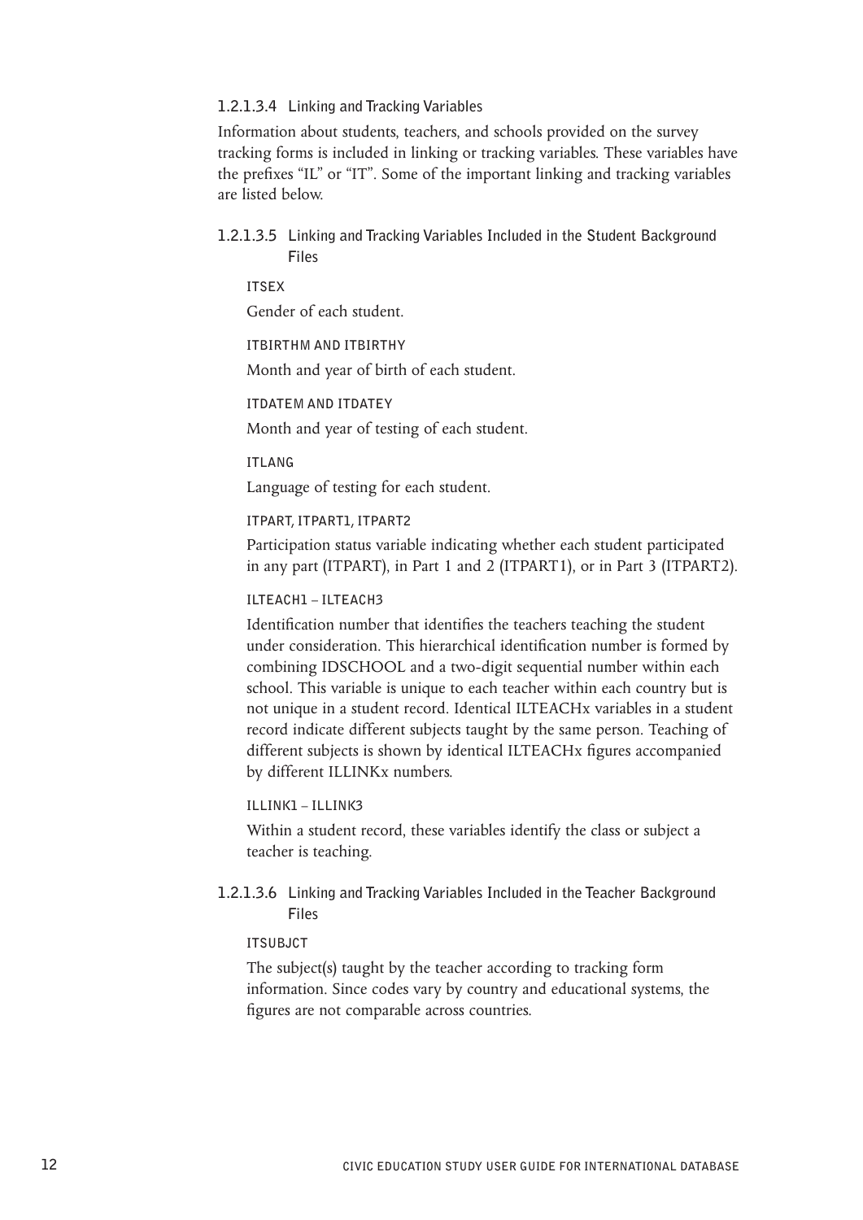#### 1.2.1.3.4 Linking and Tracking Variables

Information about students, teachers, and schools provided on the survey tracking forms is included in linking or tracking variables. These variables have the prefixes “IL” or “IT”. Some of the important linking and tracking variables are listed below.

#### 1.2.1.3.5 Linking and Tracking Variables Included in the Student Background Files

**ITSEX**

Gender of each student.

**ITBIRTHM AND ITBIRTHY**

Month and year of birth of each student.

**ITDATEM AND ITDATEY**

Month and year of testing of each student.

**ITLANG**

Language of testing for each student.

**ITPART, ITPART1, ITPART2**

Participation status variable indicating whether each student participated in any part (ITPART), in Part 1 and 2 (ITPART1), or in Part 3 (ITPART2).

**ILTEACH1 – ILTEACH3**

Identification number that identifies the teachers teaching the student under consideration. This hierarchical identification number is formed by combining IDSCHOOL and a two-digit sequential number within each school. This variable is unique to each teacher within each country but is not unique in a student record. Identical ILTEACHx variables in a student record indicate different subjects taught by the same person. Teaching of different subjects is shown by identical ILTEACHx figures accompanied by different ILLINKx numbers.

**ILLINK1 – ILLINK3**

Within a student record, these variables identify the class or subject a teacher is teaching.

#### 1.2.1.3.6 Linking and Tracking Variables Included in the Teacher Background Files

**ITSUBJCT**

The subject(s) taught by the teacher according to tracking form information. Since codes vary by country and educational systems, the figures are not comparable across countries.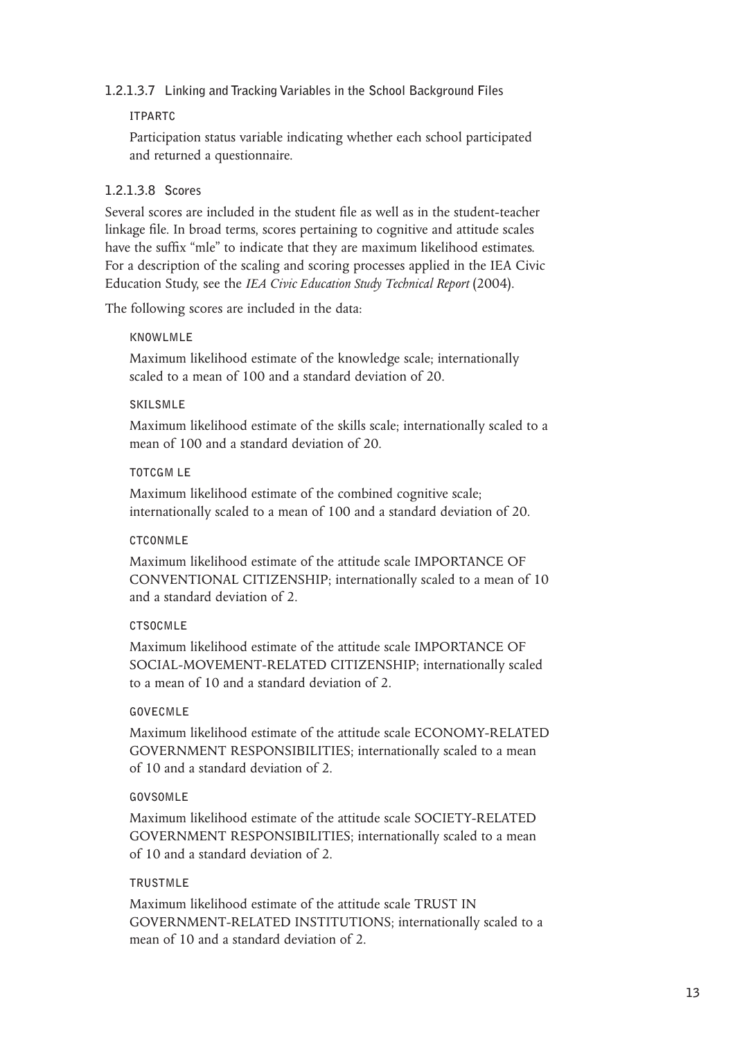#### 1.2.1.3.7 Linking and Tracking Variables in the School Background Files

**ITPARTC**

Participation status variable indicating whether each school participated and returned a questionnaire.

#### 1.2.1.3.8 Scores

Several scores are included in the student file as well as in the student-teacher linkage file. In broad terms, scores pertaining to cognitive and attitude scales have the suffix "mle" to indicate that they are maximum likelihood estimates. For a description of the scaling and scoring processes applied in the IEA Civic Education Study, see the *IEA Civic Education Study Technical Report* (2004).

The following scores are included in the data:

**KNOWLMLE**

Maximum likelihood estimate of the knowledge scale; internationally scaled to a mean of 100 and a standard deviation of 20.

**SKILSMLE**

Maximum likelihood estimate of the skills scale; internationally scaled to a mean of 100 and a standard deviation of 20.

**TOTCGM LE**

Maximum likelihood estimate of the combined cognitive scale; internationally scaled to a mean of 100 and a standard deviation of 20.

**CTCONMLE**

Maximum likelihood estimate of the attitude scale IMPORTANCE OF CONVENTIONAL CITIZENSHIP; internationally scaled to a mean of 10 and a standard deviation of 2.

**CTSOCMLE**

Maximum likelihood estimate of the attitude scale IMPORTANCE OF SOCIAL-MOVEMENT-RELATED CITIZENSHIP; internationally scaled to a mean of 10 and a standard deviation of 2.

**GOVECMLE**

Maximum likelihood estimate of the attitude scale ECONOMY-RELATED GOVERNMENT RESPONSIBILITIES; internationally scaled to a mean of 10 and a standard deviation of 2.

**GOVSOMLE**

Maximum likelihood estimate of the attitude scale SOCIETY-RELATED GOVERNMENT RESPONSIBILITIES; internationally scaled to a mean of 10 and a standard deviation of 2.

**TRUSTMLE**

Maximum likelihood estimate of the attitude scale TRUST IN GOVERNMENT-RELATED INSTITUTIONS; internationally scaled to a mean of 10 and a standard deviation of 2.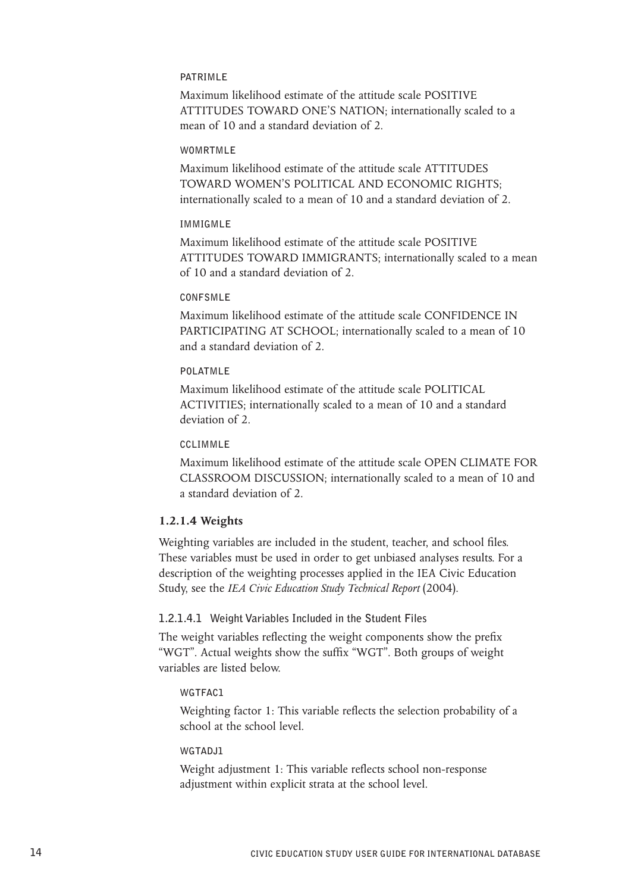PATRIMLE

Maximum likelihood estimate of the attitude scale POSITIVE ATTITUDES TOWARD ONE'S NATION; internationally scaled to a mean of 10 and a standard deviation of 2.

WOMRTMLE

Maximum likelihood estimate of the attitude scale ATTITUDES TOWARD WOMEN'S POLITICAL AND ECONOMIC RIGHTS; internationally scaled to a mean of 10 and a standard deviation of 2.

IMMIGMLE

Maximum likelihood estimate of the attitude scale POSITIVE ATTITUDES TOWARD IMMIGRANTS; internationally scaled to a mean of 10 and a standard deviation of 2.

CONFSMLE

Maximum likelihood estimate of the attitude scale CONFIDENCE IN PARTICIPATING AT SCHOOL; internationally scaled to a mean of 10 and a standard deviation of 2.

POLATMLE

Maximum likelihood estimate of the attitude scale POLITICAL ACTIVITIES; internationally scaled to a mean of 10 and a standard deviation of 2.

CCLIMMLE

Maximum likelihood estimate of the attitude scale OPEN CLIMATE FOR CLASSROOM DISCUSSION; internationally scaled to a mean of 10 and a standard deviation of 2.

#### 1.2.1.4 Weights

Weighting variables are included in the student, teacher, and school files. These variables must be used in order to get unbiased analyses results. For a description of the weighting processes applied in the IEA Civic Education Study, see the *IEA Civic Education Study Technical Report* (2004).

##### 1.2.1.4.1 Weight Variables Included in the Student Files

The weight variables reflecting the weight components show the prefix "WGT". Actual weights show the suffix "WGT". Both groups of weight variables are listed below.

WGTFAC1

Weighting factor 1: This variable reflects the selection probability of a school at the school level.

WGTADJ1

Weight adjustment 1: This variable reflects school non-response adjustment within explicit strata at the school level.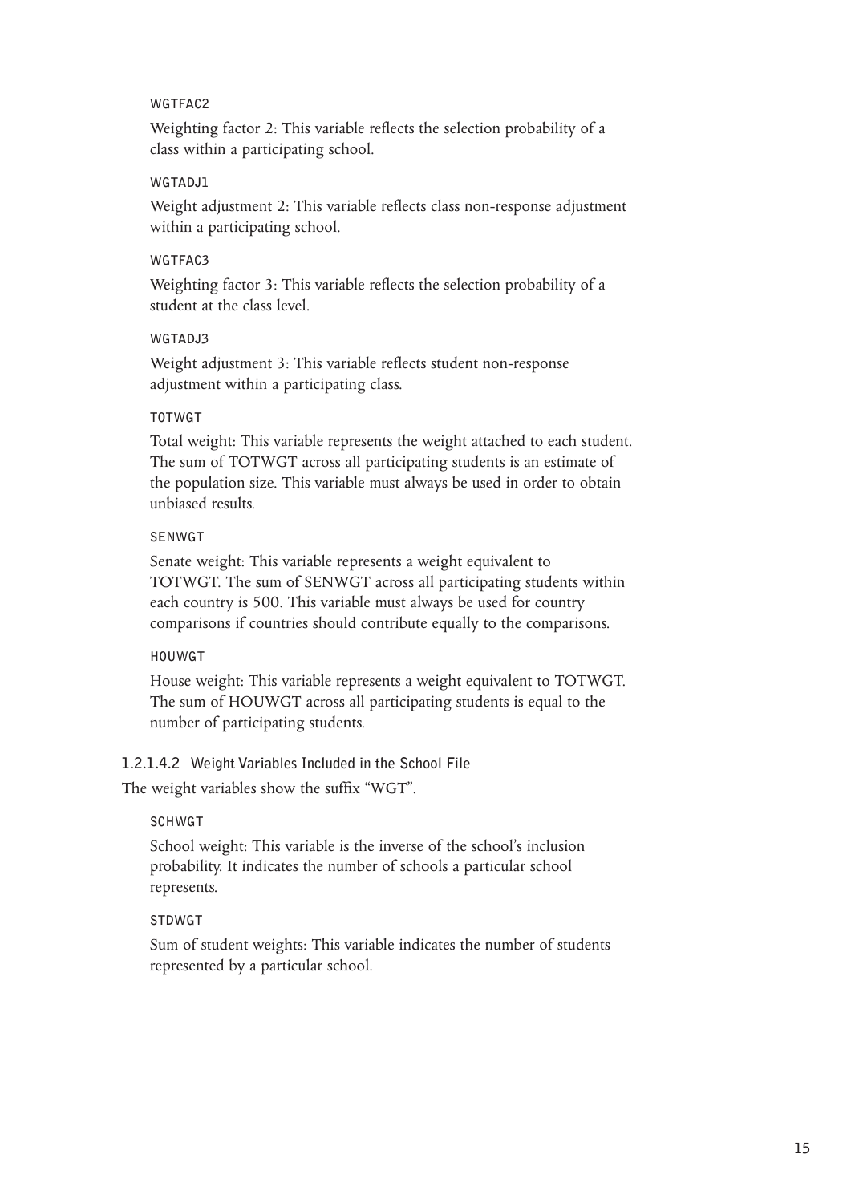WGTFAC2

Weighting factor 2: This variable reflects the selection probability of a class within a participating school.

WGTADJ1

Weight adjustment 2: This variable reflects class non-response adjustment within a participating school.

WGTFAC3

Weighting factor 3: This variable reflects the selection probability of a student at the class level.

WGTADJ3

Weight adjustment 3: This variable reflects student non-response adjustment within a participating class.

TOTWGT

Total weight: This variable represents the weight attached to each student. The sum of TOTWGT across all participating students is an estimate of the population size. This variable must always be used in order to obtain unbiased results.

SENWGT

Senate weight: This variable represents a weight equivalent to TOTWGT. The sum of SENWGT across all participating students within each country is 500. This variable must always be used for country comparisons if countries should contribute equally to the comparisons.

HOUWGT

House weight: This variable represents a weight equivalent to TOTWGT. The sum of HOUWGT across all participating students is equal to the number of participating students.

#### 1.2.1.4.2 Weight Variables Included in the School File

The weight variables show the suffix "WGT".

SCHWGT

School weight: This variable is the inverse of the school's inclusion probability. It indicates the number of schools a particular school represents.

STDWGT

Sum of student weights: This variable indicates the number of students represented by a particular school.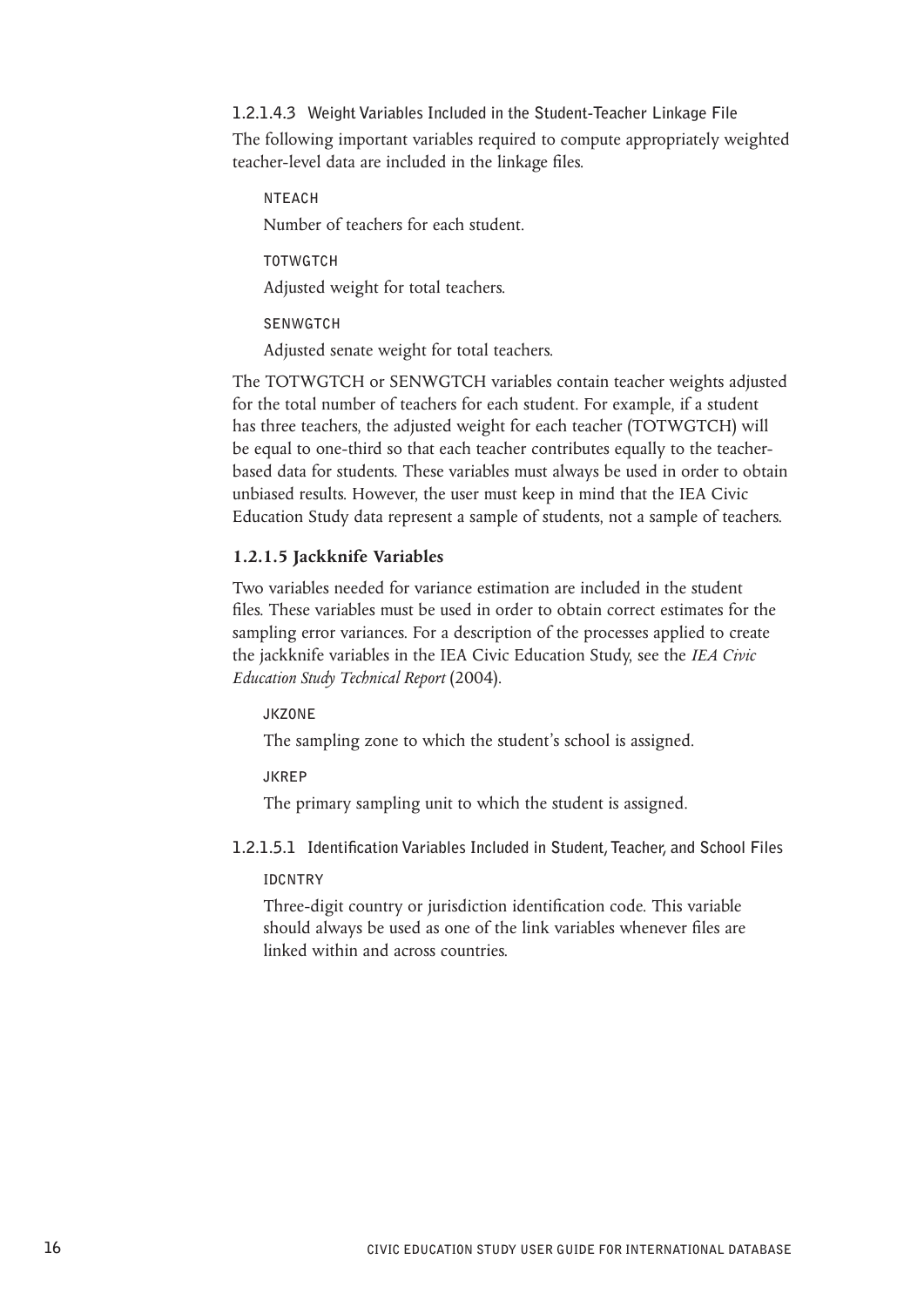#### 1.2.1.4.3 Weight Variables Included in the Student-Teacher Linkage File

The following important variables required to compute appropriately weighted teacher-level data are included in the linkage files.

NTEACH

Number of teachers for each student.

TOTWGTCH

Adjusted weight for total teachers.

SENWGTCH

Adjusted senate weight for total teachers.

The TOTWGTCH or SENWGTCH variables contain teacher weights adjusted for the total number of teachers for each student. For example, if a student has three teachers, the adjusted weight for each teacher (TOTWGTCH) will be equal to one-third so that each teacher contributes equally to the teacher-based data for students. These variables must always be used in order to obtain unbiased results. However, the user must keep in mind that the IEA Civic Education Study data represent a sample of students, not a sample of teachers.

### 1.2.1.5 Jackknife Variables

Two variables needed for variance estimation are included in the student files. These variables must be used in order to obtain correct estimates for the sampling error variances. For a description of the processes applied to create the jackknife variables in the IEA Civic Education Study, see the *IEA Civic Education Study Technical Report* (2004).

JKZONE

The sampling zone to which the student's school is assigned.

JKREP

The primary sampling unit to which the student is assigned.

#### 1.2.1.5.1 Identification Variables Included in Student, Teacher, and School Files

IDCNTRY

Three-digit country or jurisdiction identification code. This variable should always be used as one of the link variables whenever files are linked within and across countries.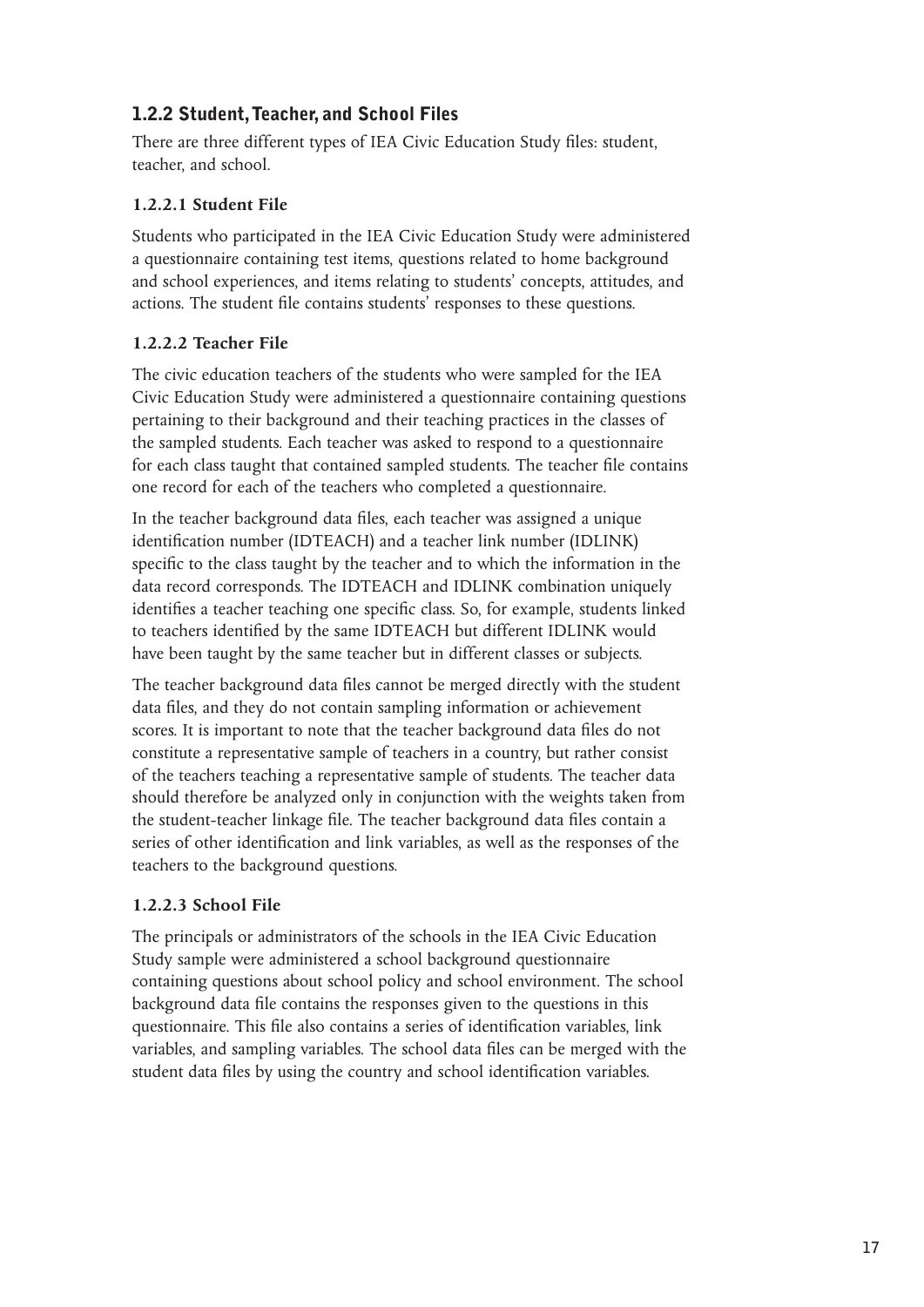### 1.2.2 Student, Teacher, and School Files

There are three different types of IEA Civic Education Study files: student, teacher, and school.

#### 1.2.2.1 Student File

Students who participated in the IEA Civic Education Study were administered a questionnaire containing test items, questions related to home background and school experiences, and items relating to students' concepts, attitudes, and actions. The student file contains students' responses to these questions.

#### 1.2.2.2 Teacher File

The civic education teachers of the students who were sampled for the IEA Civic Education Study were administered a questionnaire containing questions pertaining to their background and their teaching practices in the classes of the sampled students. Each teacher was asked to respond to a questionnaire for each class taught that contained sampled students. The teacher file contains one record for each of the teachers who completed a questionnaire.

In the teacher background data files, each teacher was assigned a unique identification number (IDTEACH) and a teacher link number (IDLINK) specific to the class taught by the teacher and to which the information in the data record corresponds. The IDTEACH and IDLINK combination uniquely identifies a teacher teaching one specific class. So, for example, students linked to teachers identified by the same IDTEACH but different IDLINK would have been taught by the same teacher but in different classes or subjects.

The teacher background data files cannot be merged directly with the student data files, and they do not contain sampling information or achievement scores. It is important to note that the teacher background data files do not constitute a representative sample of teachers in a country, but rather consist of the teachers teaching a representative sample of students. The teacher data should therefore be analyzed only in conjunction with the weights taken from the student-teacher linkage file. The teacher background data files contain a series of other identification and link variables, as well as the responses of the teachers to the background questions.

#### 1.2.2.3 School File

The principals or administrators of the schools in the IEA Civic Education Study sample were administered a school background questionnaire containing questions about school policy and school environment. The school background data file contains the responses given to the questions in this questionnaire. This file also contains a series of identification variables, link variables, and sampling variables. The school data files can be merged with the student data files by using the country and school identification variables.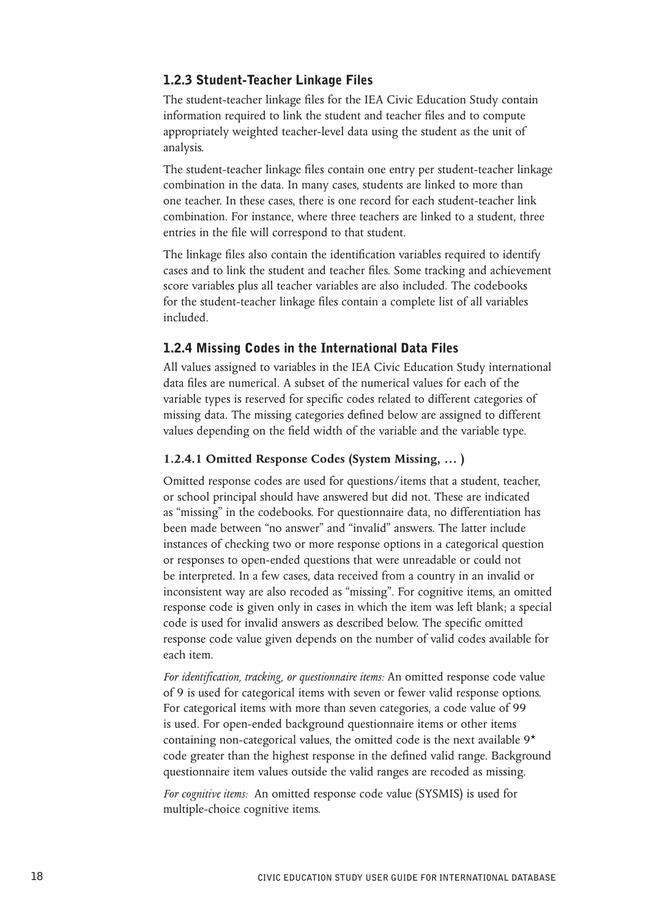### 1.2.3 Student-Teacher Linkage Files

The student-teacher linkage files for the IEA Civic Education Study contain information required to link the student and teacher files and to compute appropriately weighted teacher-level data using the student as the unit of analysis.

The student-teacher linkage files contain one entry per student-teacher linkage combination in the data. In many cases, students are linked to more than one teacher. In these cases, there is one record for each student-teacher link combination. For instance, where three teachers are linked to a student, three entries in the file will correspond to that student.

The linkage files also contain the identification variables required to identify cases and to link the student and teacher files. Some tracking and achievement score variables plus all teacher variables are also included. The codebooks for the student-teacher linkage files contain a complete list of all variables included.

### 1.2.4 Missing Codes in the International Data Files

All values assigned to variables in the IEA Civic Education Study international data files are numerical. A subset of the numerical values for each of the variable types is reserved for specific codes related to different categories of missing data. The missing categories defined below are assigned to different values depending on the field width of the variable and the variable type.

#### 1.2.4.1 Omitted Response Codes (System Missing, ... )

Omitted response codes are used for questions/items that a student, teacher, or school principal should have answered but did not. These are indicated as "missing" in the codebooks. For questionnaire data, no differentiation has been made between "no answer" and "invalid" answers. The latter include instances of checking two or more response options in a categorical question or responses to open-ended questions that were unreadable or could not be interpreted. In a few cases, data received from a country in an invalid or inconsistent way are also recoded as "missing". For cognitive items, an omitted response code is given only in cases in which the item was left blank; a special code is used for invalid answers as described below. The specific omitted response code value given depends on the number of valid codes available for each item.

*For identification, tracking, or questionnaire items:* An omitted response code value of 9 is used for categorical items with seven or fewer valid response options. For categorical items with more than seven categories, a code value of 99 is used. For open-ended background questionnaire items or other items containing non-categorical values, the omitted code is the next available 9* code greater than the highest response in the defined valid range. Background questionnaire item values outside the valid ranges are recoded as missing.

*For cognitive items:* An omitted response code value (SYSMIS) is used for multiple-choice cognitive items.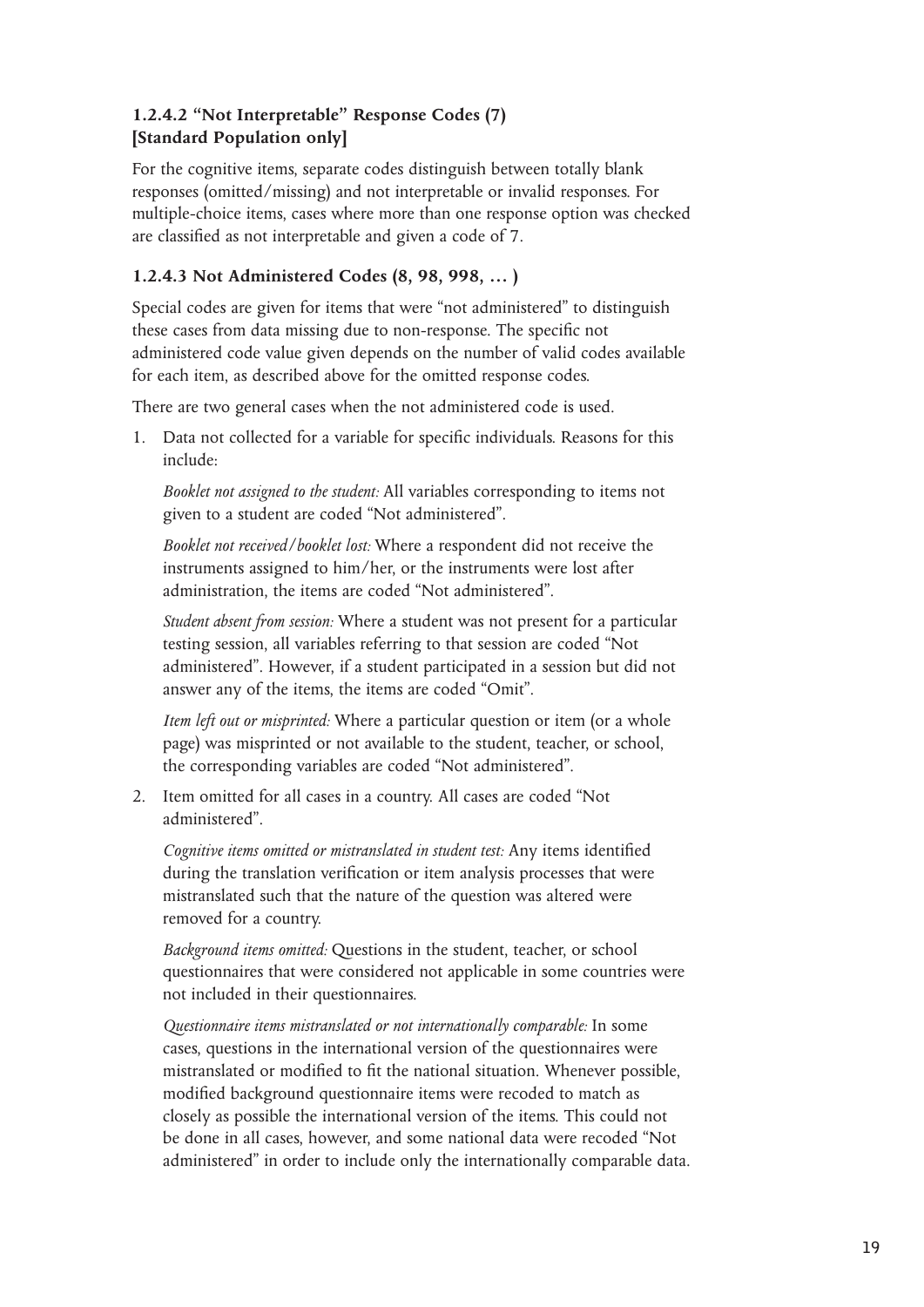### 1.2.4.2 "Not Interpretable" Response Codes (7) [Standard Population only]

For the cognitive items, separate codes distinguish between totally blank responses (omitted/missing) and not interpretable or invalid responses. For multiple-choice items, cases where more than one response option was checked are classified as not interpretable and given a code of 7.

### 1.2.4.3 Not Administered Codes (8, 98, 998, … )

Special codes are given for items that were "not administered" to distinguish these cases from data missing due to non-response. The specific not administered code value given depends on the number of valid codes available for each item, as described above for the omitted response codes.

There are two general cases when the not administered code is used.

1. Data not collected for a variable for specific individuals. Reasons for this include:

   *Booklet not assigned to the student:* All variables corresponding to items not given to a student are coded "Not administered".

   *Booklet not received/booklet lost:* Where a respondent did not receive the instruments assigned to him/her, or the instruments were lost after administration, the items are coded "Not administered".

   *Student absent from session:* Where a student was not present for a particular testing session, all variables referring to that session are coded "Not administered". However, if a student participated in a session but did not answer any of the items, the items are coded "Omit".

   *Item left out or misprinted:* Where a particular question or item (or a whole page) was misprinted or not available to the student, teacher, or school, the corresponding variables are coded "Not administered".

2. Item omitted for all cases in a country. All cases are coded "Not administered".

   *Cognitive items omitted or mistranslated in student test:* Any items identified during the translation verification or item analysis processes that were mistranslated such that the nature of the question was altered were removed for a country.

   *Background items omitted:* Questions in the student, teacher, or school questionnaires that were considered not applicable in some countries were not included in their questionnaires.

   *Questionnaire items mistranslated or not internationally comparable:* In some cases, questions in the international version of the questionnaires were mistranslated or modified to fit the national situation. Whenever possible, modified background questionnaire items were recoded to match as closely as possible the international version of the items. This could not be done in all cases, however, and some national data were recoded "Not administered" in order to include only the internationally comparable data.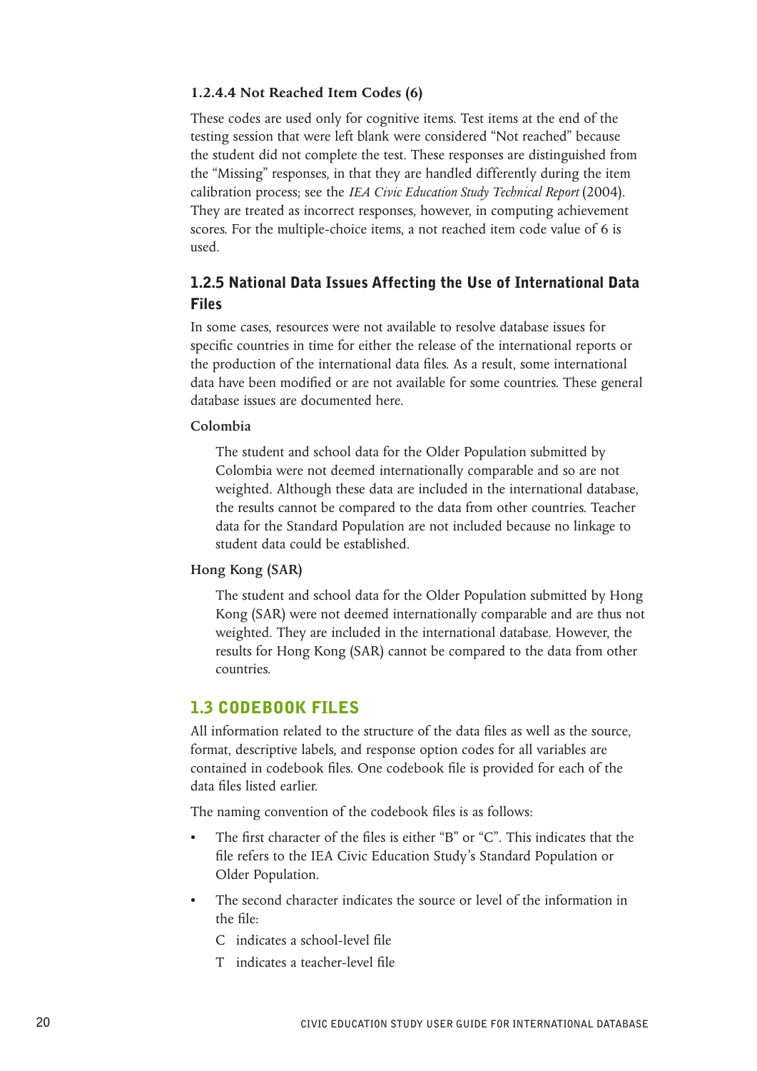#### 1.2.4.4 Not Reached Item Codes (6)

These codes are used only for cognitive items. Test items at the end of the testing session that were left blank were considered "Not reached" because the student did not complete the test. These responses are distinguished from the "Missing" responses, in that they are handled differently during the item calibration process; see the *IEA Civic Education Study Technical Report* (2004). They are treated as incorrect responses, however, in computing achievement scores. For the multiple-choice items, a not reached item code value of 6 is used.

### 1.2.5 National Data Issues Affecting the Use of International Data Files

In some cases, resources were not available to resolve database issues for specific countries in time for either the release of the international reports or the production of the international data files. As a result, some international data have been modified or are not available for some countries. These general database issues are documented here.

**Colombia**

The student and school data for the Older Population submitted by Colombia were not deemed internationally comparable and so are not weighted. Although these data are included in the international database, the results cannot be compared to the data from other countries. Teacher data for the Standard Population are not included because no linkage to student data could be established.

**Hong Kong (SAR)**

The student and school data for the Older Population submitted by Hong Kong (SAR) were not deemed internationally comparable and are thus not weighted. They are included in the international database. However, the results for Hong Kong (SAR) cannot be compared to the data from other countries.

## 1.3 CODEBOOK FILES

All information related to the structure of the data files as well as the source, format, descriptive labels, and response option codes for all variables are contained in codebook files. One codebook file is provided for each of the data files listed earlier.

The naming convention of the codebook files is as follows:

- The first character of the files is either "B" or "C". This indicates that the file refers to the IEA Civic Education Study's Standard Population or Older Population.
- The second character indicates the source or level of the information in the file:
  - C indicates a school-level file
  - T indicates a teacher-level file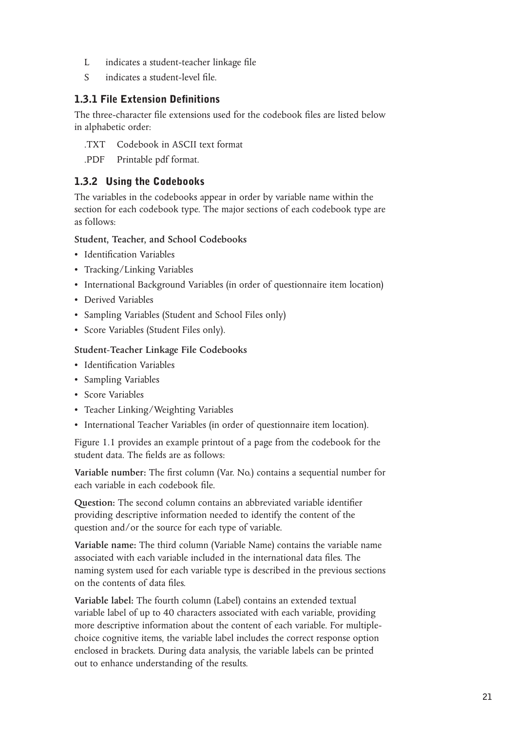L  indicates a student-teacher linkage file

S  indicates a student-level file.

### 1.3.1 File Extension Definitions

The three-character file extensions used for the codebook files are listed below in alphabetic order:

.TXT  Codebook in ASCII text format

.PDF  Printable pdf format.

### 1.3.2 Using the Codebooks

The variables in the codebooks appear in order by variable name within the section for each codebook type. The major sections of each codebook type are as follows:

**Student, Teacher, and School Codebooks**

- Identification Variables
- Tracking/Linking Variables
- International Background Variables (in order of questionnaire item location)
- Derived Variables
- Sampling Variables (Student and School Files only)
- Score Variables (Student Files only).

**Student-Teacher Linkage File Codebooks**

- Identification Variables
- Sampling Variables
- Score Variables
- Teacher Linking/Weighting Variables
- International Teacher Variables (in order of questionnaire item location).

Figure 1.1 provides an example printout of a page from the codebook for the student data. The fields are as follows:

**Variable number:** The first column (Var. No.) contains a sequential number for each variable in each codebook file.

**Question:** The second column contains an abbreviated variable identifier providing descriptive information needed to identify the content of the question and/or the source for each type of variable.

**Variable name:** The third column (Variable Name) contains the variable name associated with each variable included in the international data files. The naming system used for each variable type is described in the previous sections on the contents of data files.

**Variable label:** The fourth column (Label) contains an extended textual variable label of up to 40 characters associated with each variable, providing more descriptive information about the content of each variable. For multiple-choice cognitive items, the variable label includes the correct response option enclosed in brackets. During data analysis, the variable labels can be printed out to enhance understanding of the results.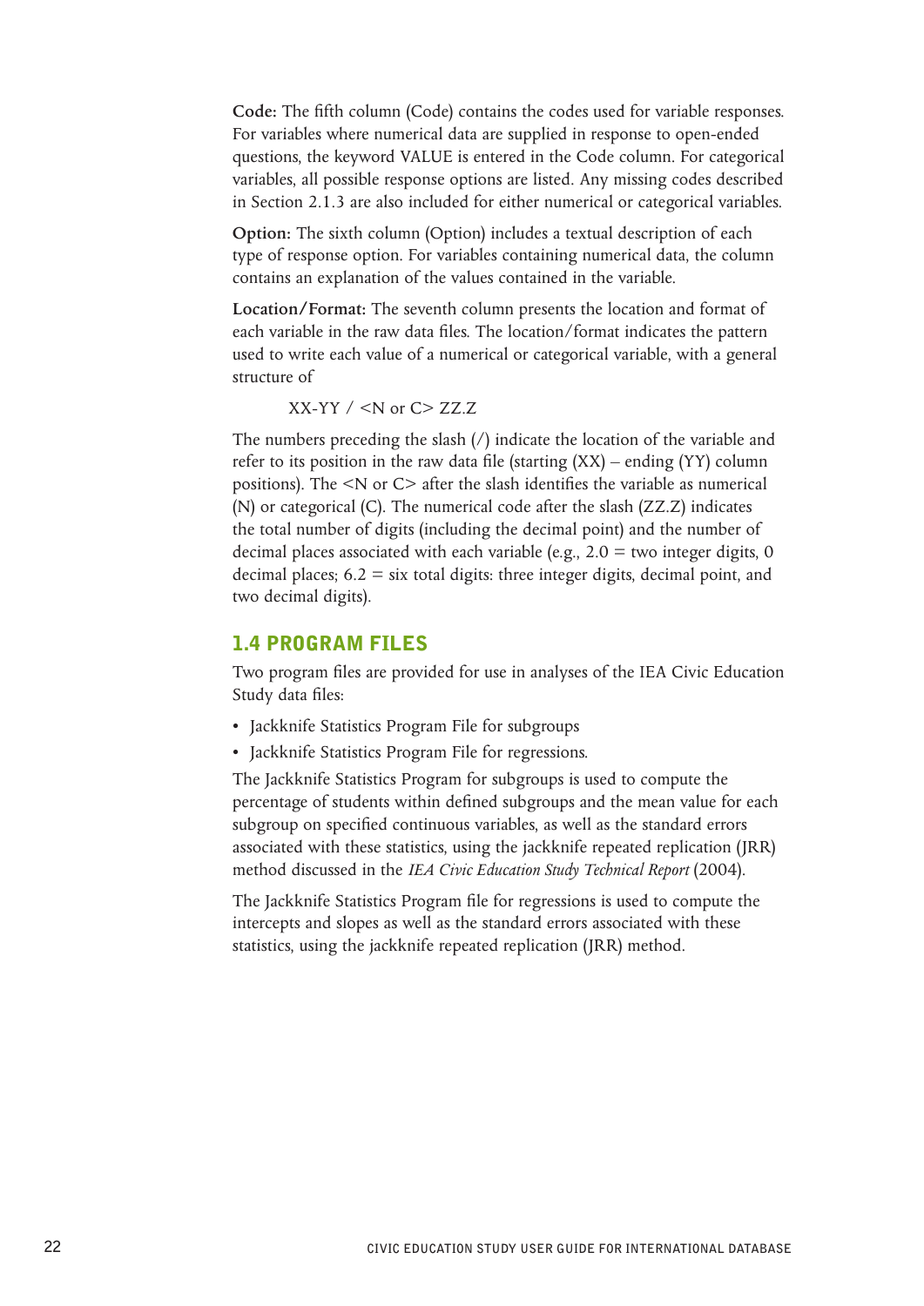**Code:** The fifth column (Code) contains the codes used for variable responses. For variables where numerical data are supplied in response to open-ended questions, the keyword VALUE is entered in the Code column. For categorical variables, all possible response options are listed. Any missing codes described in Section 2.1.3 are also included for either numerical or categorical variables.

**Option:** The sixth column (Option) includes a textual description of each type of response option. For variables containing numerical data, the column contains an explanation of the values contained in the variable.

**Location/Format:** The seventh column presents the location and format of each variable in the raw data files. The location/format indicates the pattern used to write each value of a numerical or categorical variable, with a general structure of

XX-YY / <N or C> ZZ.Z

The numbers preceding the slash (/) indicate the location of the variable and refer to its position in the raw data file (starting (XX) – ending (YY) column positions). The <N or C> after the slash identifies the variable as numerical (N) or categorical (C). The numerical code after the slash (ZZ.Z) indicates the total number of digits (including the decimal point) and the number of decimal places associated with each variable (e.g., 2.0 = two integer digits, 0 decimal places; 6.2 = six total digits: three integer digits, decimal point, and two decimal digits).

## 1.4 PROGRAM FILES

Two program files are provided for use in analyses of the IEA Civic Education Study data files:

- Jackknife Statistics Program File for subgroups
- Jackknife Statistics Program File for regressions.

The Jackknife Statistics Program for subgroups is used to compute the percentage of students within defined subgroups and the mean value for each subgroup on specified continuous variables, as well as the standard errors associated with these statistics, using the jackknife repeated replication (JRR) method discussed in the *IEA Civic Education Study Technical Report* (2004).

The Jackknife Statistics Program file for regressions is used to compute the intercepts and slopes as well as the standard errors associated with these statistics, using the jackknife repeated replication (JRR) method.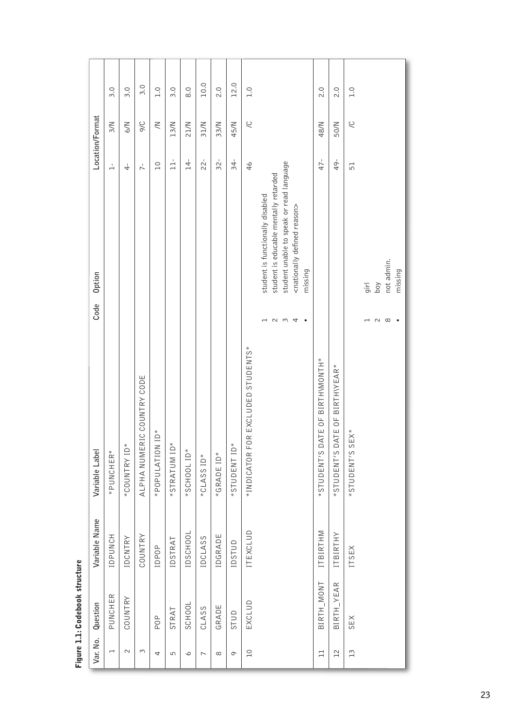**Figure 1.1: Codebook structure**

| Var. No. | Question | Variable Name | Variable Label | Code | Option | Location/Format | | |
|---|---|---|---|---|---|---|---|---|
| 1 | PUNCHER | IDPUNCH | *PUNCHER* | | | 1- | 3/N | 3.0 |
| 2 | COUNTRY | IDCNTRY | *COUNTRY ID* | | | 4- | 6/N | 3.0 |
| 3 | | COUNTRY | ALPHA NUMERIC COUNTRY CODE | | | 7- | 9/C | 3.0 |
| 4 | POP | IDPOP | *POPULATION ID* | | | 10 | /N | 1.0 |
| 5 | STRAT | IDSTRAT | *STRATUM ID* | | | 11- | 13/N | 3.0 |
| 6 | SCHOOL | IDSCHOOL | *SCHOOL ID* | | | 14- | 21/N | 8.0 |
| 7 | CLASS | IDCLASS | *CLASS ID* | | | 22- | 31/N | 10.0 |
| 8 | GRADE | IDGRADE | *GRADE ID* | | | 32- | 33/N | 2.0 |
| 9 | STUD | IDSTUD | *STUDENT ID* | | | 34- | 45/N | 12.0 |
| 10 | EXCLUD | ITEXCLUD | *INDICATOR FOR EXCLUDED STUDENTS* | 1<br>2<br>3<br>4<br>• | student is functionally disabled<br>student is educable mentally retarded<br>student unable to speak or read language<br><nationally defined reason><br>missing | 46 | /C | 1.0 |
| 11 | BIRTH_MONT | ITBIRTHM | *STUDENT'S DATE OF BIRTH\MONTH* | | | 47- | 48/N | 2.0 |
| 12 | BIRTH_YEAR | ITBIRTHY | *STUDENT'S DATE OF BIRTH\YEAR* | | | 49- | 50/N | 2.0 |
| 13 | SEX | ITSEX | *STUDENT'S SEX* | 1<br>2<br>8<br>• | girl<br>boy<br>not admin.<br>missing | 51 | /C | 1.0 |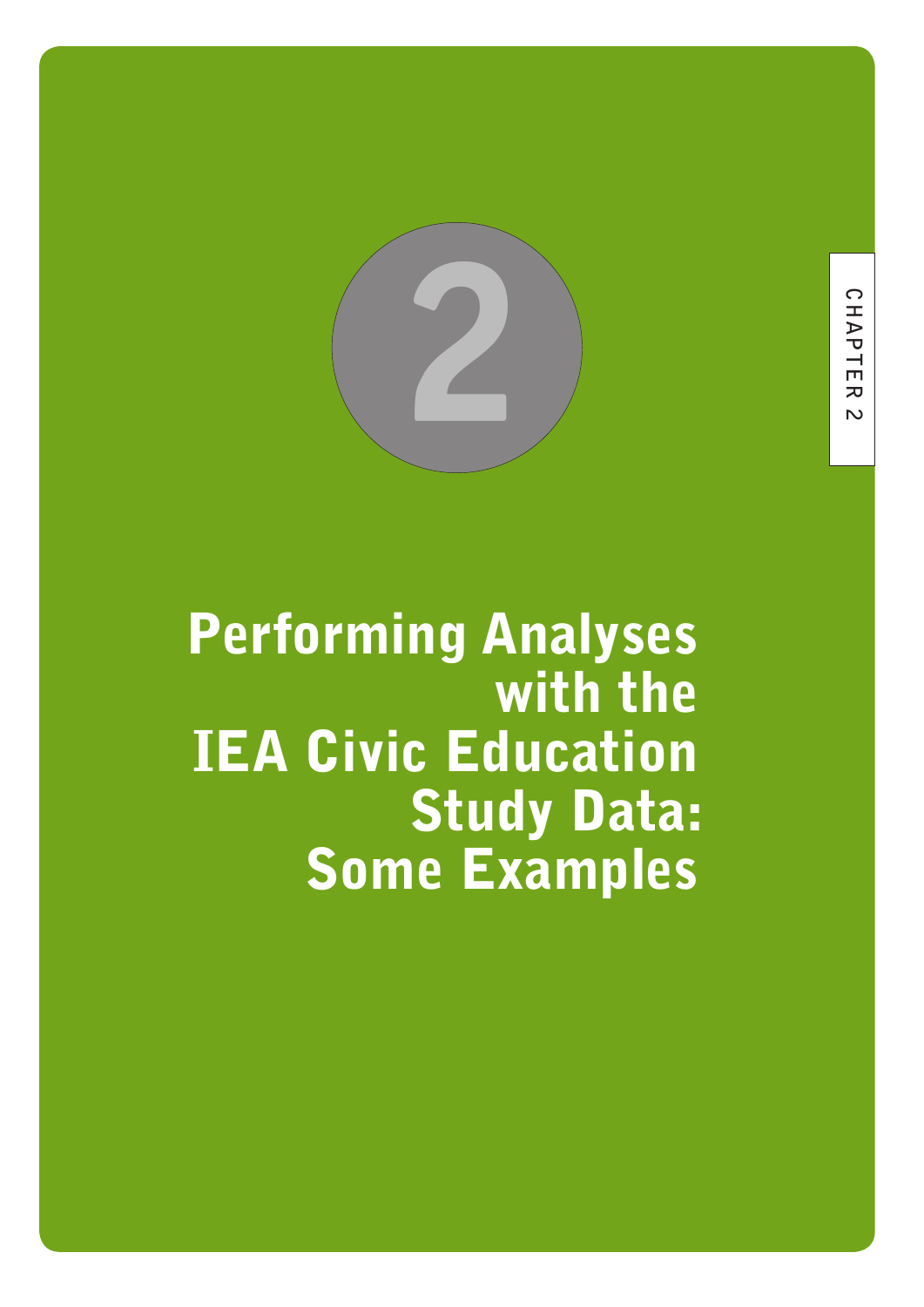# Performing Analyses with the IEA Civic Education Study Data: Some Examples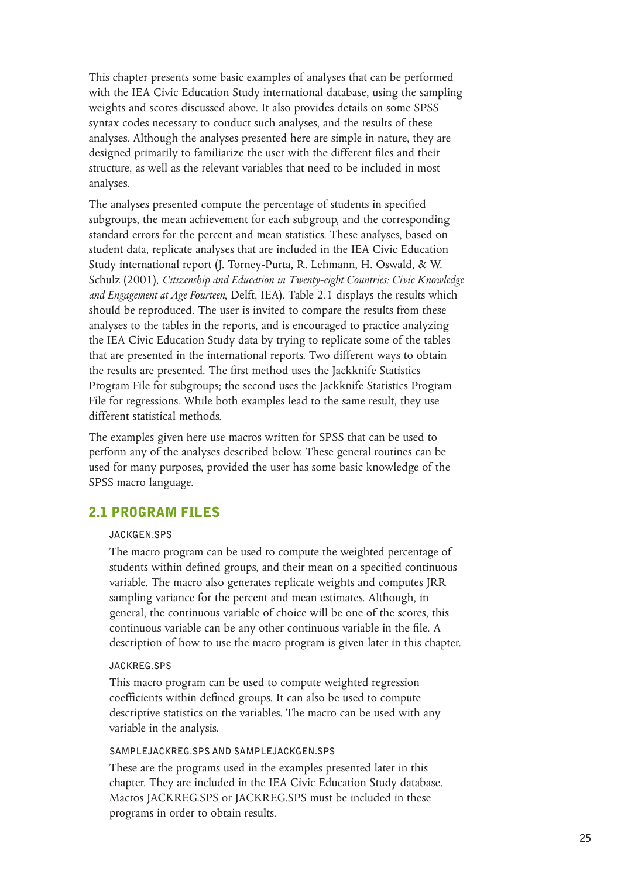This chapter presents some basic examples of analyses that can be performed with the IEA Civic Education Study international database, using the sampling weights and scores discussed above. It also provides details on some SPSS syntax codes necessary to conduct such analyses, and the results of these analyses. Although the analyses presented here are simple in nature, they are designed primarily to familiarize the user with the different files and their structure, as well as the relevant variables that need to be included in most analyses.

The analyses presented compute the percentage of students in specified subgroups, the mean achievement for each subgroup, and the corresponding standard errors for the percent and mean statistics. These analyses, based on student data, replicate analyses that are included in the IEA Civic Education Study international report (J. Torney-Purta, R. Lehmann, H. Oswald, & W. Schulz (2001), *Citizenship and Education in Twenty-eight Countries: Civic Knowledge and Engagement at Age Fourteen*, Delft, IEA). Table 2.1 displays the results which should be reproduced. The user is invited to compare the results from these analyses to the tables in the reports, and is encouraged to practice analyzing the IEA Civic Education Study data by trying to replicate some of the tables that are presented in the international reports. Two different ways to obtain the results are presented. The first method uses the Jackknife Statistics Program File for subgroups; the second uses the Jackknife Statistics Program File for regressions. While both examples lead to the same result, they use different statistical methods.

The examples given here use macros written for SPSS that can be used to perform any of the analyses described below. These general routines can be used for many purposes, provided the user has some basic knowledge of the SPSS macro language.

## 2.1 PROGRAM FILES

#### JACKGEN.SPS

The macro program can be used to compute the weighted percentage of students within defined groups, and their mean on a specified continuous variable. The macro also generates replicate weights and computes JRR sampling variance for the percent and mean estimates. Although, in general, the continuous variable of choice will be one of the scores, this continuous variable can be any other continuous variable in the file. A description of how to use the macro program is given later in this chapter.

#### JACKREG.SPS

This macro program can be used to compute weighted regression coefficients within defined groups. It can also be used to compute descriptive statistics on the variables. The macro can be used with any variable in the analysis.

#### SAMPLEJACKREG.SPS AND SAMPLEJACKGEN.SPS

These are the programs used in the examples presented later in this chapter. They are included in the IEA Civic Education Study database. Macros JACKREG.SPS or JACKREG.SPS must be included in these programs in order to obtain results.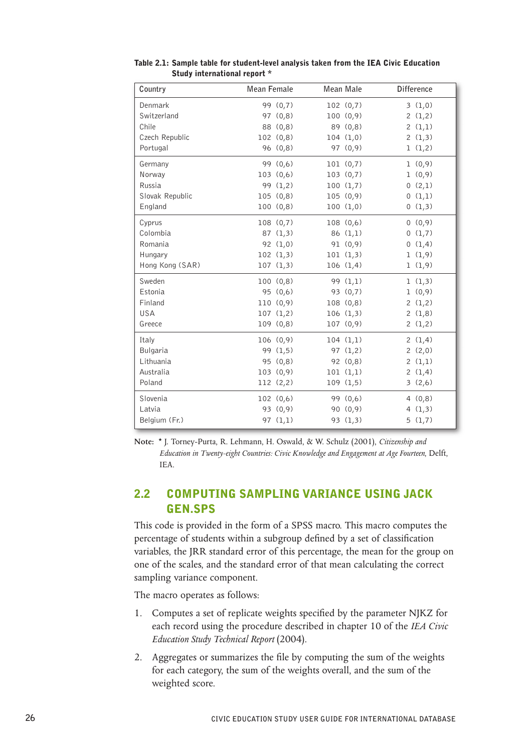**Table 2.1: Sample table for student-level analysis taken from the IEA Civic Education Study international report ***

| Country | Mean Female | Mean Male | Difference |
|---|---|---|---|
| Denmark | 99 (0,7) | 102 (0,7) | 3 (1,0) |
| Switzerland | 97 (0,8) | 100 (0,9) | 2 (1,2) |
| Chile | 88 (0,8) | 89 (0,8) | 2 (1,1) |
| Czech Republic | 102 (0,8) | 104 (1,0) | 2 (1,3) |
| Portugal | 96 (0,8) | 97 (0,9) | 1 (1,2) |
| Germany | 99 (0,6) | 101 (0,7) | 1 (0,9) |
| Norway | 103 (0,6) | 103 (0,7) | 1 (0,9) |
| Russia | 99 (1,2) | 100 (1,7) | 0 (2,1) |
| Slovak Republic | 105 (0,8) | 105 (0,9) | 0 (1,1) |
| England | 100 (0,8) | 100 (1,0) | 0 (1,3) |
| Cyprus | 108 (0,7) | 108 (0,6) | 0 (0,9) |
| Colombia | 87 (1,3) | 86 (1,1) | 0 (1,7) |
| Romania | 92 (1,0) | 91 (0,9) | 0 (1,4) |
| Hungary | 102 (1,3) | 101 (1,3) | 1 (1,9) |
| Hong Kong (SAR) | 107 (1,3) | 106 (1,4) | 1 (1,9) |
| Sweden | 100 (0,8) | 99 (1,1) | 1 (1,3) |
| Estonia | 95 (0,6) | 93 (0,7) | 1 (0,9) |
| Finland | 110 (0,9) | 108 (0,8) | 2 (1,2) |
| USA | 107 (1,2) | 106 (1,3) | 2 (1,8) |
| Greece | 109 (0,8) | 107 (0,9) | 2 (1,2) |
| Italy | 106 (0,9) | 104 (1,1) | 2 (1,4) |
| Bulgaria | 99 (1,5) | 97 (1,2) | 2 (2,0) |
| Lithuania | 95 (0,8) | 92 (0,8) | 2 (1,1) |
| Australia | 103 (0,9) | 101 (1,1) | 2 (1,4) |
| Poland | 112 (2,2) | 109 (1,5) | 3 (2,6) |
| Slovenia | 102 (0,6) | 99 (0,6) | 4 (0,8) |
| Latvia | 93 (0,9) | 90 (0,9) | 4 (1,3) |
| Belgium (Fr.) | 97 (1,1) | 93 (1,3) | 5 (1,7) |

**Note:** * J. Torney-Purta, R. Lehmann, H. Oswald, & W. Schulz (2001), *Citizenship and Education in Twenty-eight Countries: Civic Knowledge and Engagement at Age Fourteen*, Delft, IEA.

## 2.2 COMPUTING SAMPLING VARIANCE USING JACK GEN.SPS

This code is provided in the form of a SPSS macro. This macro computes the percentage of students within a subgroup defined by a set of classification variables, the JRR standard error of this percentage, the mean for the group on one of the scales, and the standard error of that mean calculating the correct sampling variance component.

The macro operates as follows:

1. Computes a set of replicate weights specified by the parameter NJKZ for each record using the procedure described in chapter 10 of the *IEA Civic Education Study Technical Report* (2004).
2. Aggregates or summarizes the file by computing the sum of the weights for each category, the sum of the weights overall, and the sum of the weighted score.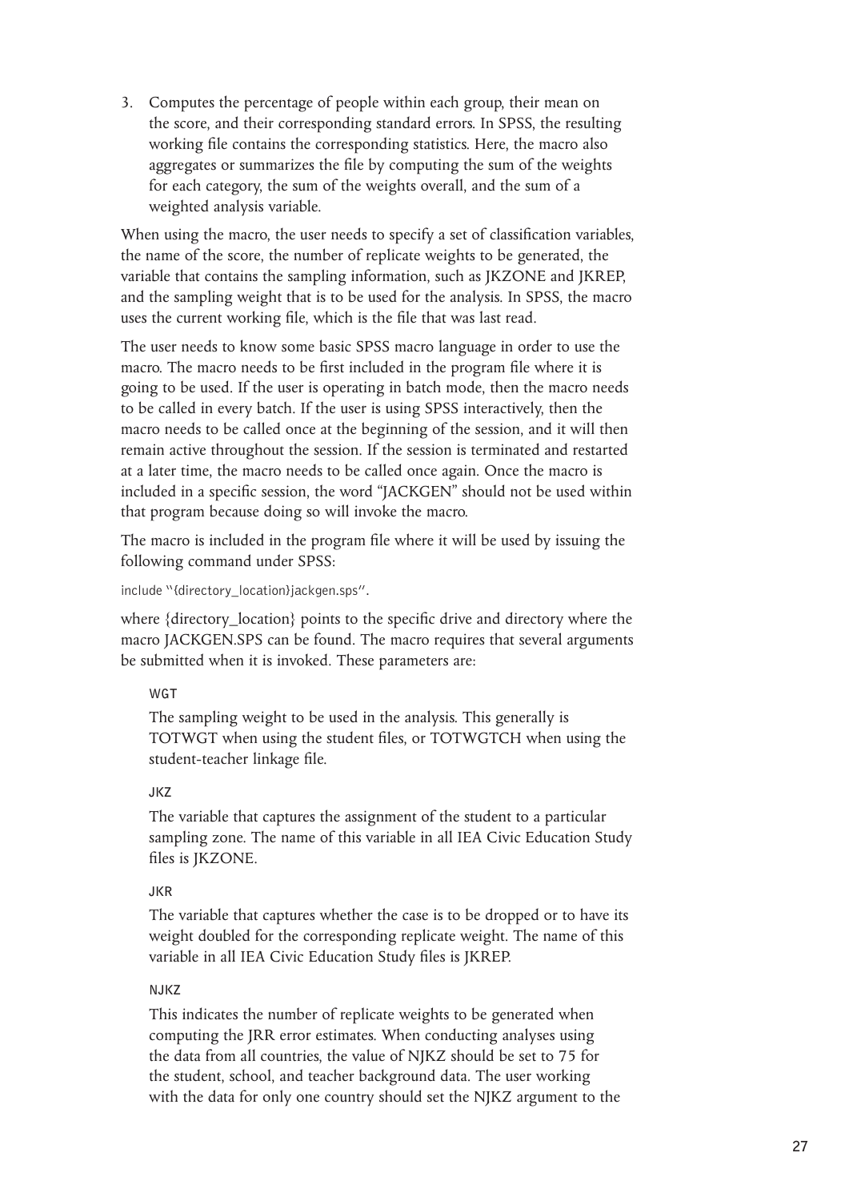3. Computes the percentage of people within each group, their mean on the score, and their corresponding standard errors. In SPSS, the resulting working file contains the corresponding statistics. Here, the macro also aggregates or summarizes the file by computing the sum of the weights for each category, the sum of the weights overall, and the sum of a weighted analysis variable.

When using the macro, the user needs to specify a set of classification variables, the name of the score, the number of replicate weights to be generated, the variable that contains the sampling information, such as JKZONE and JKREP, and the sampling weight that is to be used for the analysis. In SPSS, the macro uses the current working file, which is the file that was last read.

The user needs to know some basic SPSS macro language in order to use the macro. The macro needs to be first included in the program file where it is going to be used. If the user is operating in batch mode, then the macro needs to be called in every batch. If the user is using SPSS interactively, then the macro needs to be called once at the beginning of the session, and it will then remain active throughout the session. If the session is terminated and restarted at a later time, the macro needs to be called once again. Once the macro is included in a specific session, the word "JACKGEN" should not be used within that program because doing so will invoke the macro.

The macro is included in the program file where it will be used by issuing the following command under SPSS:

```
include "{directory_location}jackgen.sps".
```

where {directory_location} points to the specific drive and directory where the macro JACKGEN.SPS can be found. The macro requires that several arguments be submitted when it is invoked. These parameters are:

WGT

The sampling weight to be used in the analysis. This generally is TOTWGT when using the student files, or TOTWGTCH when using the student-teacher linkage file.

JKZ

The variable that captures the assignment of the student to a particular sampling zone. The name of this variable in all IEA Civic Education Study files is JKZONE.

JKR

The variable that captures whether the case is to be dropped or to have its weight doubled for the corresponding replicate weight. The name of this variable in all IEA Civic Education Study files is JKREP.

NJKZ

This indicates the number of replicate weights to be generated when computing the JRR error estimates. When conducting analyses using the data from all countries, the value of NJKZ should be set to 75 for the student, school, and teacher background data. The user working with the data for only one country should set the NJKZ argument to the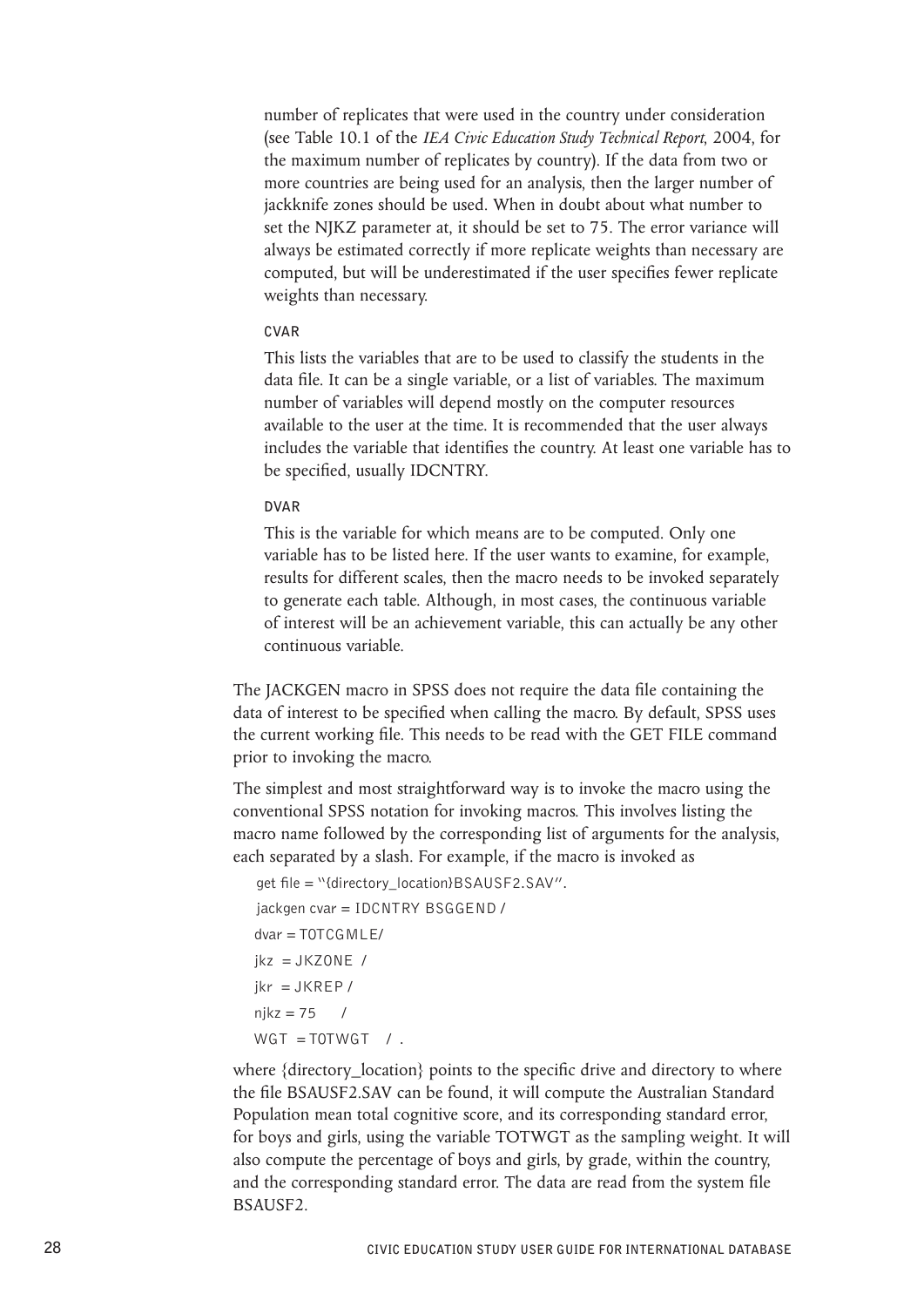number of replicates that were used in the country under consideration (see Table 10.1 of the *IEA Civic Education Study Technical Report*, 2004, for the maximum number of replicates by country). If the data from two or more countries are being used for an analysis, then the larger number of jackknife zones should be used. When in doubt about what number to set the NJKZ parameter at, it should be set to 75. The error variance will always be estimated correctly if more replicate weights than necessary are computed, but will be underestimated if the user specifies fewer replicate weights than necessary.

CVAR

This lists the variables that are to be used to classify the students in the data file. It can be a single variable, or a list of variables. The maximum number of variables will depend mostly on the computer resources available to the user at the time. It is recommended that the user always includes the variable that identifies the country. At least one variable has to be specified, usually IDCNTRY.

DVAR

This is the variable for which means are to be computed. Only one variable has to be listed here. If the user wants to examine, for example, results for different scales, then the macro needs to be invoked separately to generate each table. Although, in most cases, the continuous variable of interest will be an achievement variable, this can actually be any other continuous variable.

The JACKGEN macro in SPSS does not require the data file containing the data of interest to be specified when calling the macro. By default, SPSS uses the current working file. This needs to be read with the GET FILE command prior to invoking the macro.

The simplest and most straightforward way is to invoke the macro using the conventional SPSS notation for invoking macros. This involves listing the macro name followed by the corresponding list of arguments for the analysis, each separated by a slash. For example, if the macro is invoked as

```
get file = "{directory_location}BSAUSF2.SAV".
jackgen cvar = IDCNTRY BSGGEND /
dvar = TOTCGMLE/
jkz  = JKZONE  /
jkr  = JKREP /
njkz = 75      /
WGT  = TOTWGT   / .
```

where {directory_location} points to the specific drive and directory to where the file BSAUSF2.SAV can be found, it will compute the Australian Standard Population mean total cognitive score, and its corresponding standard error, for boys and girls, using the variable TOTWGT as the sampling weight. It will also compute the percentage of boys and girls, by grade, within the country, and the corresponding standard error. The data are read from the system file BSAUSF2.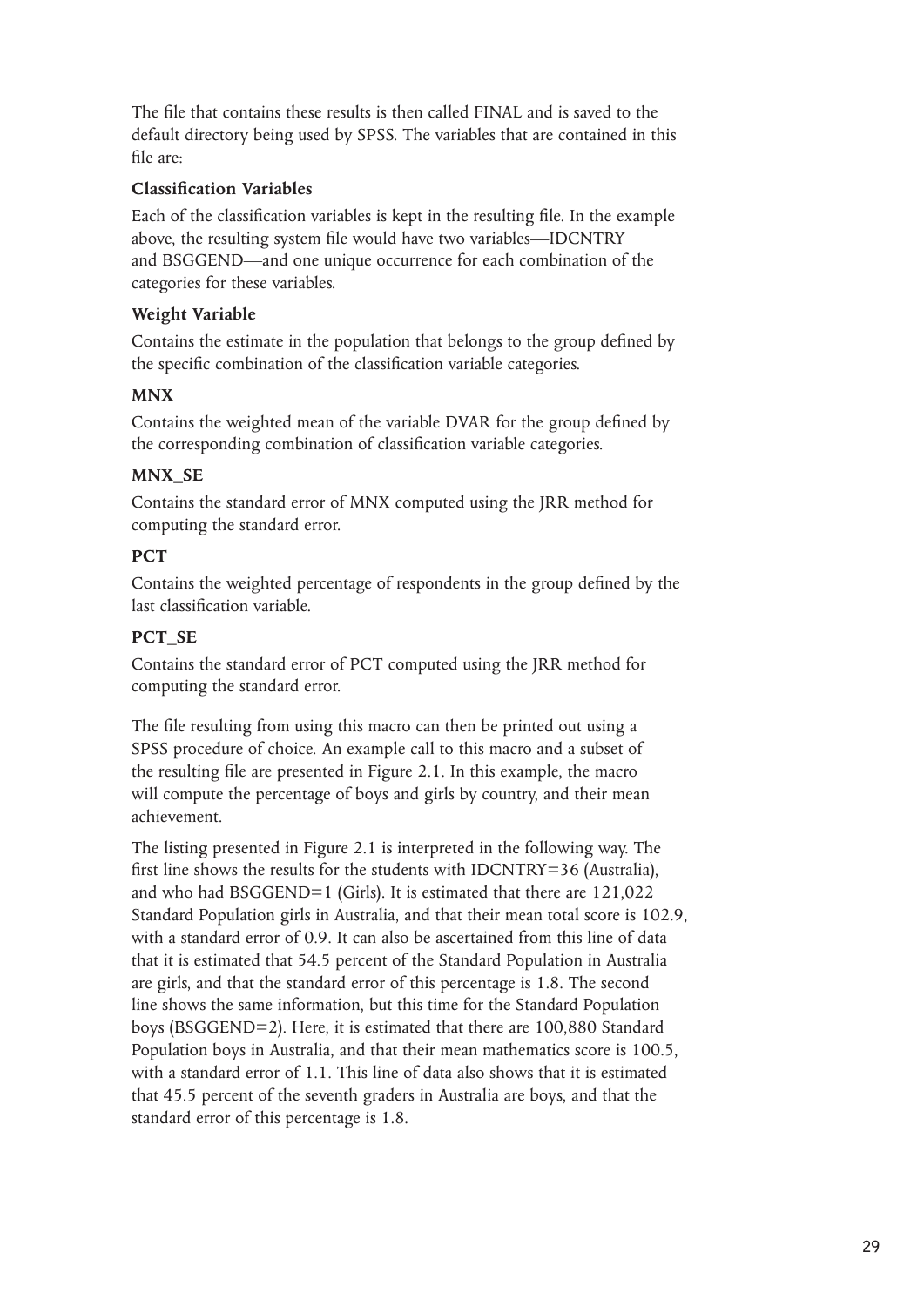The file that contains these results is then called FINAL and is saved to the default directory being used by SPSS. The variables that are contained in this file are:

**Classification Variables**

Each of the classification variables is kept in the resulting file. In the example above, the resulting system file would have two variables—IDCNTRY and BSGGEND—and one unique occurrence for each combination of the categories for these variables.

**Weight Variable**

Contains the estimate in the population that belongs to the group defined by the specific combination of the classification variable categories.

**MNX**

Contains the weighted mean of the variable DVAR for the group defined by the corresponding combination of classification variable categories.

**MNX_SE**

Contains the standard error of MNX computed using the JRR method for computing the standard error.

**PCT**

Contains the weighted percentage of respondents in the group defined by the last classification variable.

**PCT_SE**

Contains the standard error of PCT computed using the JRR method for computing the standard error.

The file resulting from using this macro can then be printed out using a SPSS procedure of choice. An example call to this macro and a subset of the resulting file are presented in Figure 2.1. In this example, the macro will compute the percentage of boys and girls by country, and their mean achievement.

The listing presented in Figure 2.1 is interpreted in the following way. The first line shows the results for the students with IDCNTRY=36 (Australia), and who had BSGGEND=1 (Girls). It is estimated that there are 121,022 Standard Population girls in Australia, and that their mean total score is 102.9, with a standard error of 0.9. It can also be ascertained from this line of data that it is estimated that 54.5 percent of the Standard Population in Australia are girls, and that the standard error of this percentage is 1.8. The second line shows the same information, but this time for the Standard Population boys (BSGGEND=2). Here, it is estimated that there are 100,880 Standard Population boys in Australia, and that their mean mathematics score is 100.5, with a standard error of 1.1. This line of data also shows that it is estimated that 45.5 percent of the seventh graders in Australia are boys, and that the standard error of this percentage is 1.8.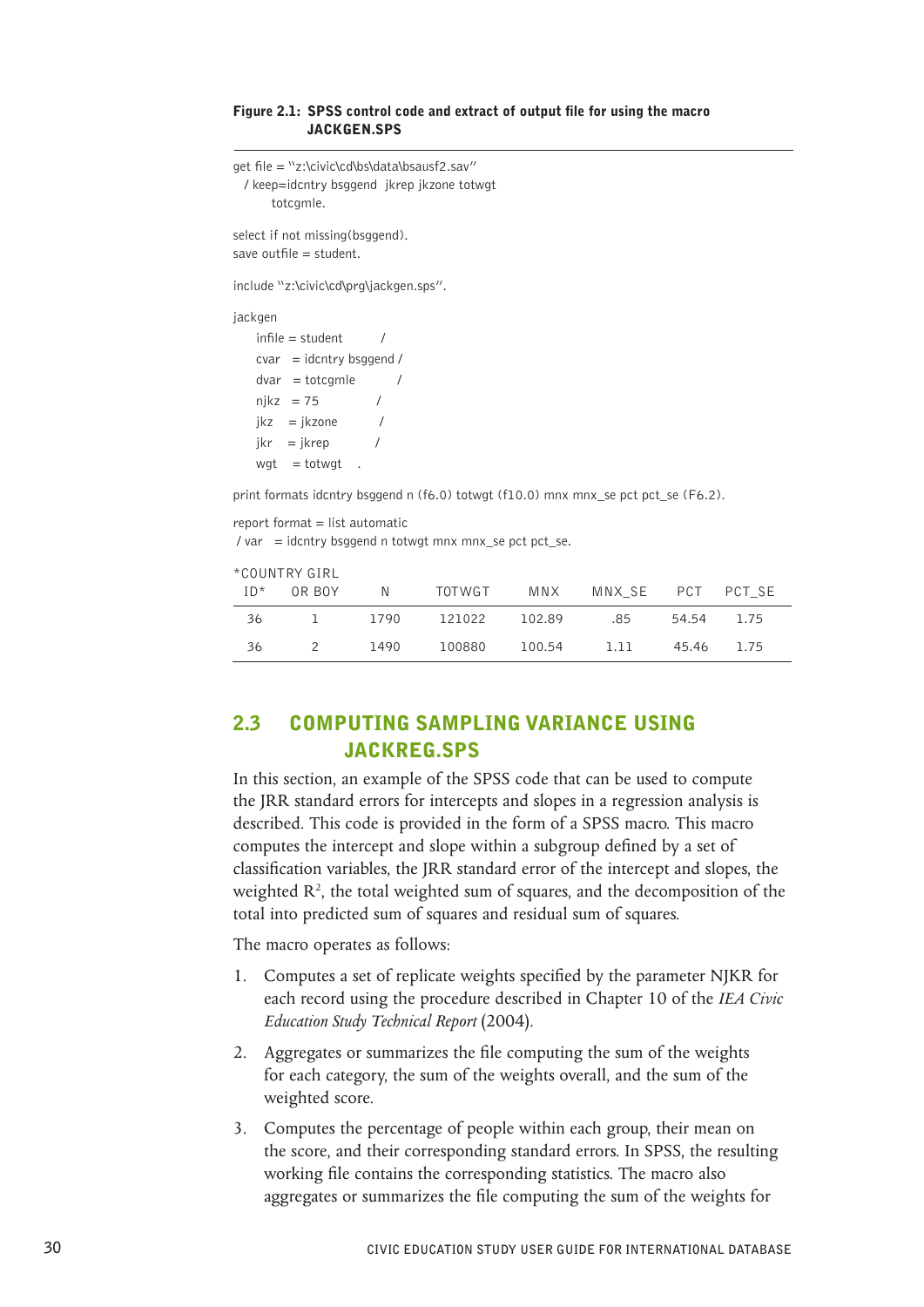**Figure 2.1: SPSS control code and extract of output file for using the macro JACKGEN.SPS**

```
get file = "z:\civic\cd\bs\data\bsausf2.sav"
  / keep=idcntry bsggend  jkrep jkzone totwgt
        totcgmle.

select if not missing(bsggend).
save outfile = student.

include "z:\civic\cd\prg\jackgen.sps".

jackgen
    infile = student        /
    cvar   = idcntry bsggend /
    dvar   = totcgmle       /
    njkz   = 75             /
    jkz    = jkzone         /
    jkr    = jkrep          /
    wgt    = totwgt   .

print formats idcntry bsggend n (f6.0) totwgt (f10.0) mnx mnx_se pct pct_se (F6.2).

report format = list automatic
 / var   = idcntry bsggend n totwgt mnx mnx_se pct pct_se.
```

| *COUNTRY ID* | GIRL OR BOY | N | TOTWGT | MNX | MNX_SE | PCT | PCT_SE |
|---|---|---|---|---|---|---|---|
| 36 | 1 | 1790 | 121022 | 102.89 | .85 | 54.54 | 1.75 |
| 36 | 2 | 1490 | 100880 | 100.54 | 1.11 | 45.46 | 1.75 |

## 2.3 COMPUTING SAMPLING VARIANCE USING JACKREG.SPS

In this section, an example of the SPSS code that can be used to compute the JRR standard errors for intercepts and slopes in a regression analysis is described. This code is provided in the form of a SPSS macro. This macro computes the intercept and slope within a subgroup defined by a set of classification variables, the JRR standard error of the intercept and slopes, the weighted $R^2$, the total weighted sum of squares, and the decomposition of the total into predicted sum of squares and residual sum of squares.

The macro operates as follows:

1. Computes a set of replicate weights specified by the parameter NJKR for each record using the procedure described in Chapter 10 of the *IEA Civic Education Study Technical Report* (2004).
2. Aggregates or summarizes the file computing the sum of the weights for each category, the sum of the weights overall, and the sum of the weighted score.
3. Computes the percentage of people within each group, their mean on the score, and their corresponding standard errors. In SPSS, the resulting working file contains the corresponding statistics. The macro also aggregates or summarizes the file computing the sum of the weights for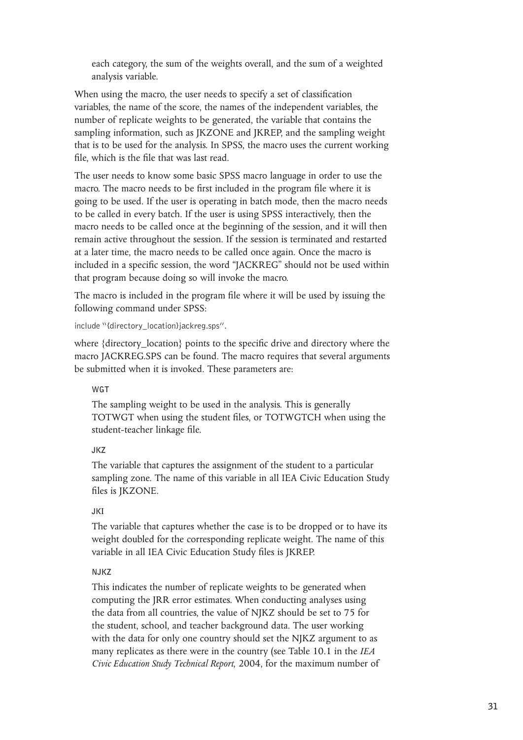each category, the sum of the weights overall, and the sum of a weighted analysis variable.

When using the macro, the user needs to specify a set of classification variables, the name of the score, the names of the independent variables, the number of replicate weights to be generated, the variable that contains the sampling information, such as JKZONE and JKREP, and the sampling weight that is to be used for the analysis. In SPSS, the macro uses the current working file, which is the file that was last read.

The user needs to know some basic SPSS macro language in order to use the macro. The macro needs to be first included in the program file where it is going to be used. If the user is operating in batch mode, then the macro needs to be called in every batch. If the user is using SPSS interactively, then the macro needs to be called once at the beginning of the session, and it will then remain active throughout the session. If the session is terminated and restarted at a later time, the macro needs to be called once again. Once the macro is included in a specific session, the word "JACKREG" should not be used within that program because doing so will invoke the macro.

The macro is included in the program file where it will be used by issuing the following command under SPSS:

```
include "{directory_location}jackreg.sps".
```

where {directory_location} points to the specific drive and directory where the macro JACKREG.SPS can be found. The macro requires that several arguments be submitted when it is invoked. These parameters are:

WGT

The sampling weight to be used in the analysis. This is generally TOTWGT when using the student files, or TOTWGTCH when using the student-teacher linkage file.

JKZ

The variable that captures the assignment of the student to a particular sampling zone. The name of this variable in all IEA Civic Education Study files is JKZONE.

JKI

The variable that captures whether the case is to be dropped or to have its weight doubled for the corresponding replicate weight. The name of this variable in all IEA Civic Education Study files is JKREP.

NJKZ

This indicates the number of replicate weights to be generated when computing the JRR error estimates. When conducting analyses using the data from all countries, the value of NJKZ should be set to 75 for the student, school, and teacher background data. The user working with the data for only one country should set the NJKZ argument to as many replicates as there were in the country (see Table 10.1 in the *IEA Civic Education Study Technical Report*, 2004, for the maximum number of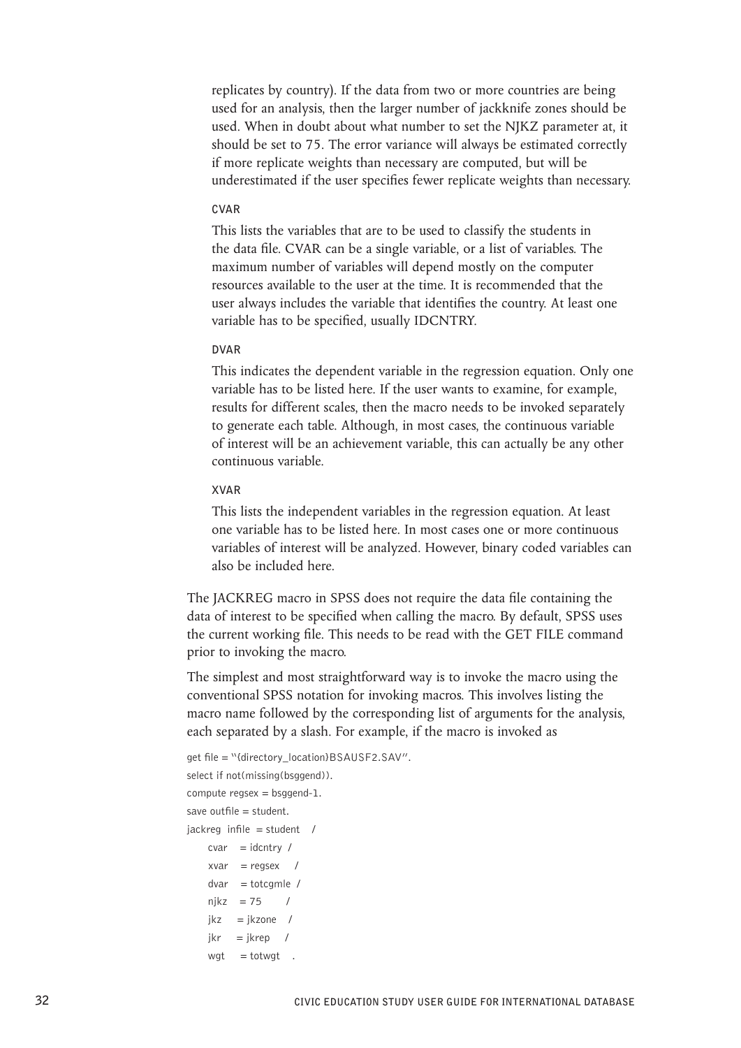replicates by country). If the data from two or more countries are being used for an analysis, then the larger number of jackknife zones should be used. When in doubt about what number to set the NJKZ parameter at, it should be set to 75. The error variance will always be estimated correctly if more replicate weights than necessary are computed, but will be underestimated if the user specifies fewer replicate weights than necessary.

CVAR

This lists the variables that are to be used to classify the students in the data file. CVAR can be a single variable, or a list of variables. The maximum number of variables will depend mostly on the computer resources available to the user at the time. It is recommended that the user always includes the variable that identifies the country. At least one variable has to be specified, usually IDCNTRY.

DVAR

This indicates the dependent variable in the regression equation. Only one variable has to be listed here. If the user wants to examine, for example, results for different scales, then the macro needs to be invoked separately to generate each table. Although, in most cases, the continuous variable of interest will be an achievement variable, this can actually be any other continuous variable.

XVAR

This lists the independent variables in the regression equation. At least one variable has to be listed here. In most cases one or more continuous variables of interest will be analyzed. However, binary coded variables can also be included here.

The JACKREG macro in SPSS does not require the data file containing the data of interest to be specified when calling the macro. By default, SPSS uses the current working file. This needs to be read with the GET FILE command prior to invoking the macro.

The simplest and most straightforward way is to invoke the macro using the conventional SPSS notation for invoking macros. This involves listing the macro name followed by the corresponding list of arguments for the analysis, each separated by a slash. For example, if the macro is invoked as

```
get file = "{directory_location}BSAUSF2.SAV".
select if not(missing(bsggend)).
compute regsex = bsggend-1.
save outfile = student.
jackreg  infile  = student    /
     cvar    = idcntry  /
     xvar    = regsex    /
     dvar    = totcgmle  /
     njkz    = 75        /
     jkz     = jkzone    /
     jkr     = jkrep     /
     wgt     = totwgt    .
```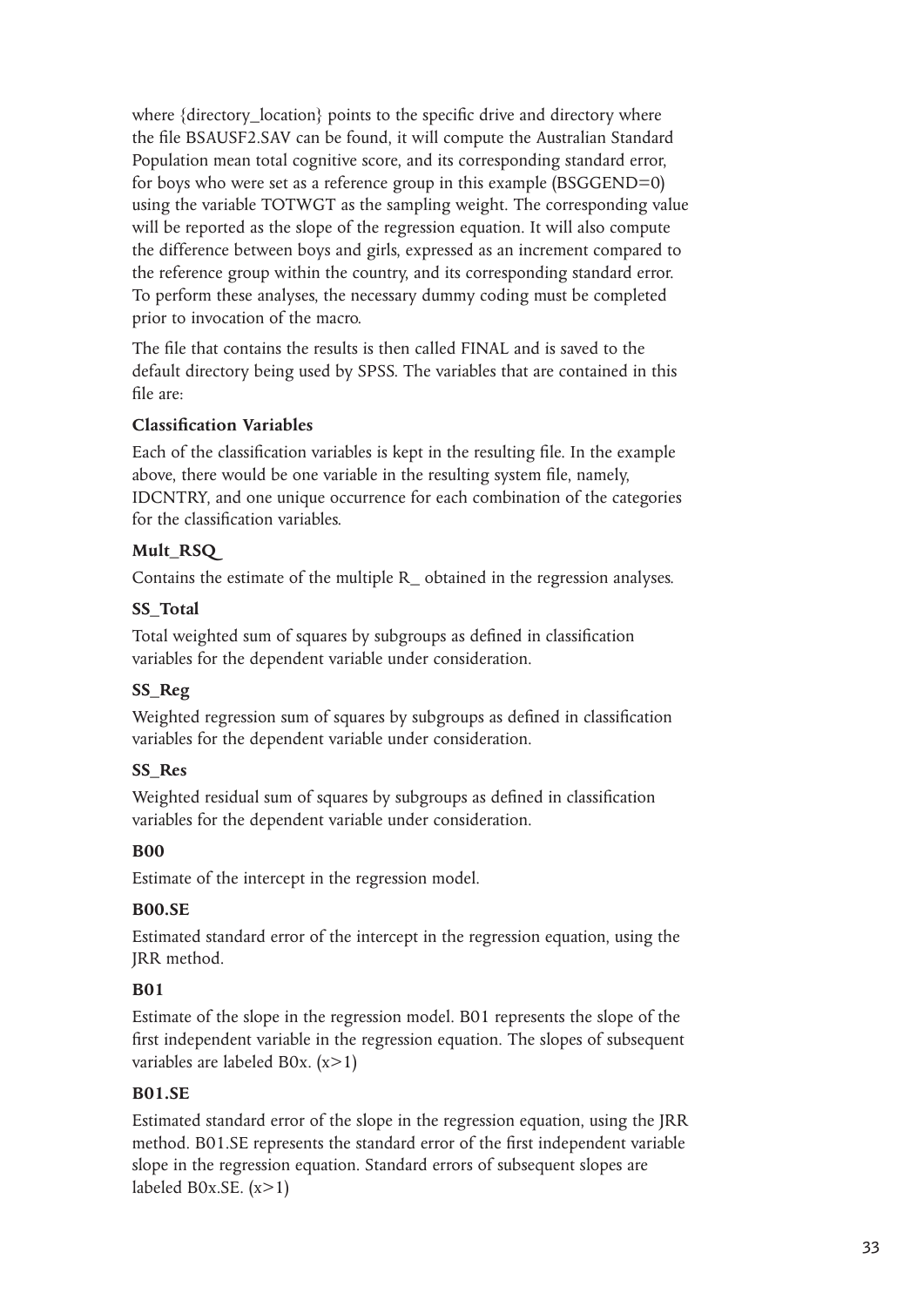where {directory_location} points to the specific drive and directory where the file BSAUSF2.SAV can be found, it will compute the Australian Standard Population mean total cognitive score, and its corresponding standard error, for boys who were set as a reference group in this example (BSGGEND=0) using the variable TOTWGT as the sampling weight. The corresponding value will be reported as the slope of the regression equation. It will also compute the difference between boys and girls, expressed as an increment compared to the reference group within the country, and its corresponding standard error. To perform these analyses, the necessary dummy coding must be completed prior to invocation of the macro.

The file that contains the results is then called FINAL and is saved to the default directory being used by SPSS. The variables that are contained in this file are:

**Classification Variables**

Each of the classification variables is kept in the resulting file. In the example above, there would be one variable in the resulting system file, namely, IDCNTRY, and one unique occurrence for each combination of the categories for the classification variables.

**Mult_RSQ_**

Contains the estimate of the multiple R_ obtained in the regression analyses.

**SS_Total**

Total weighted sum of squares by subgroups as defined in classification variables for the dependent variable under consideration.

**SS_Reg**

Weighted regression sum of squares by subgroups as defined in classification variables for the dependent variable under consideration.

**SS_Res**

Weighted residual sum of squares by subgroups as defined in classification variables for the dependent variable under consideration.

**B00**

Estimate of the intercept in the regression model.

**B00.SE**

Estimated standard error of the intercept in the regression equation, using the JRR method.

**B01**

Estimate of the slope in the regression model. B01 represents the slope of the first independent variable in the regression equation. The slopes of subsequent variables are labeled B0x. (x>1)

**B01.SE**

Estimated standard error of the slope in the regression equation, using the JRR method. B01.SE represents the standard error of the first independent variable slope in the regression equation. Standard errors of subsequent slopes are labeled B0x.SE. (x>1)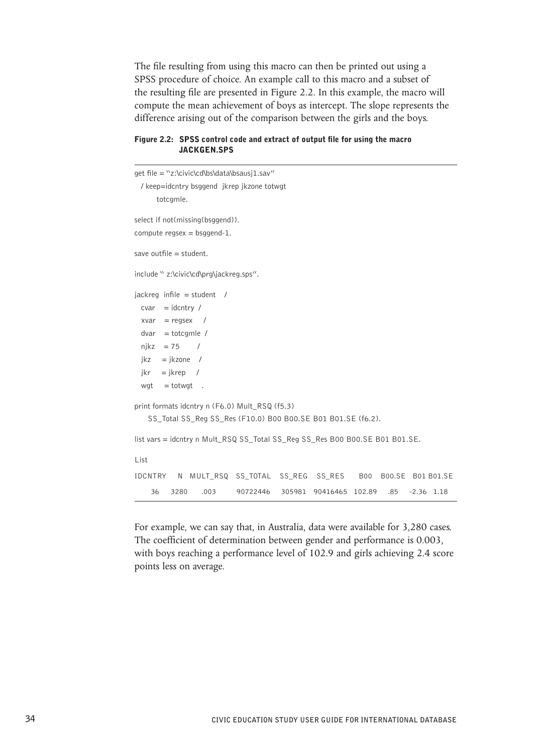The file resulting from using this macro can then be printed out using a SPSS procedure of choice. An example call to this macro and a subset of the resulting file are presented in Figure 2.2. In this example, the macro will compute the mean achievement of boys as intercept. The slope represents the difference arising out of the comparison between the girls and the boys.

**Figure 2.2: SPSS control code and extract of output file for using the macro JACKGEN.SPS**

```
get file = "z:\civic\cd\bs\data\bsausj1.sav"
  / keep=idcntry bsggend  jkrep jkzone totwgt
       totcgmle.

select if not(missing(bsggend)).
compute regsex = bsggend-1.

save outfile = student.

include " z:\civic\cd\prg\jackreg.sps".

jackreg  infile  = student   /
  cvar    = idcntry  /
  xvar    = regsex    /
  dvar    = totcgmle  /
  njkz    = 75       /
  jkz     = jkzone    /
  jkr     = jkrep     /
  wgt     = totwgt    .

print formats idcntry n (F6.0) Mult_RSQ (f5.3)
     SS_Total SS_Reg SS_Res (F10.0) B00 B00.SE B01 B01.SE (f6.2).

list vars = idcntry n Mult_RSQ SS_Total SS_Reg SS_Res B00 B00.SE B01 B01.SE.

List

IDCNTRY    N  MULT_RSQ  SS_TOTAL   SS_REG   SS_RES      B00   B00.SE   B01 B01.SE
     36  3280     .003     90722446   305981  90416465  102.89     .85   -2.36  1.18
```

For example, we can say that, in Australia, data were available for 3,280 cases. The coefficient of determination between gender and performance is 0.003, with boys reaching a performance level of 102.9 and girls achieving 2.4 score points less on average.